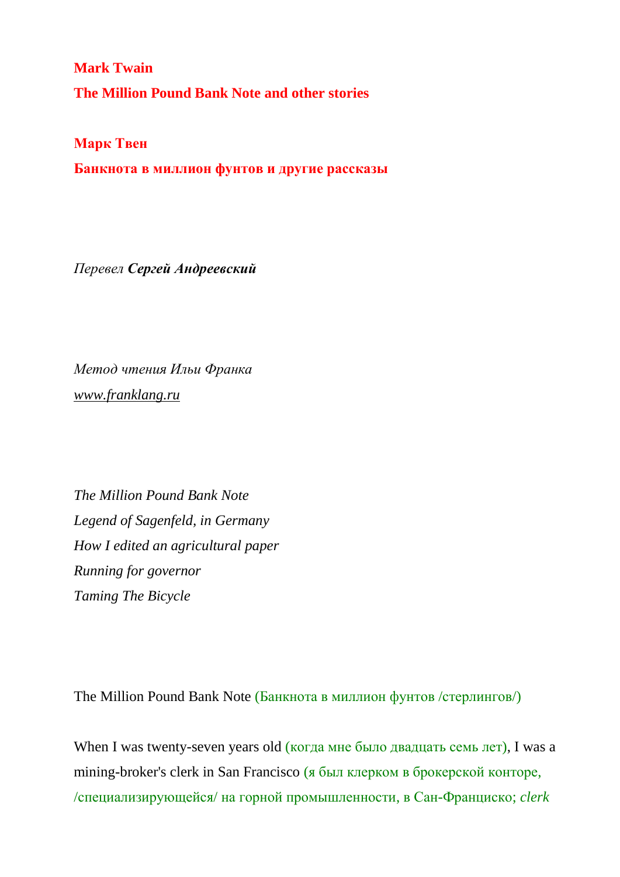**Mark Twain**

**The Million Pound Bank Note and other stories**

**Марк Твен**

**Банкнота в миллион фунтов и другие рассказы**

*Перевел **Сергей Андреевский***

*Метод чтения Ильи Франка*
*www.franklang.ru*

*The Million Pound Bank Note*
*Legend of Sagenfeld, in Germany*
*How I edited an agricultural paper*
*Running for governor*
*Taming The Bicycle*

The Million Pound Bank Note (Банкнота в миллион фунтов /стерлингов/)

When I was twenty-seven years old (когда мне было двадцать семь лет), I was a mining-broker's clerk in San Francisco (я был клерком в брокерской конторе, /специализирующейся/ на горной промышленности, в Сан-Франциско; *clerk*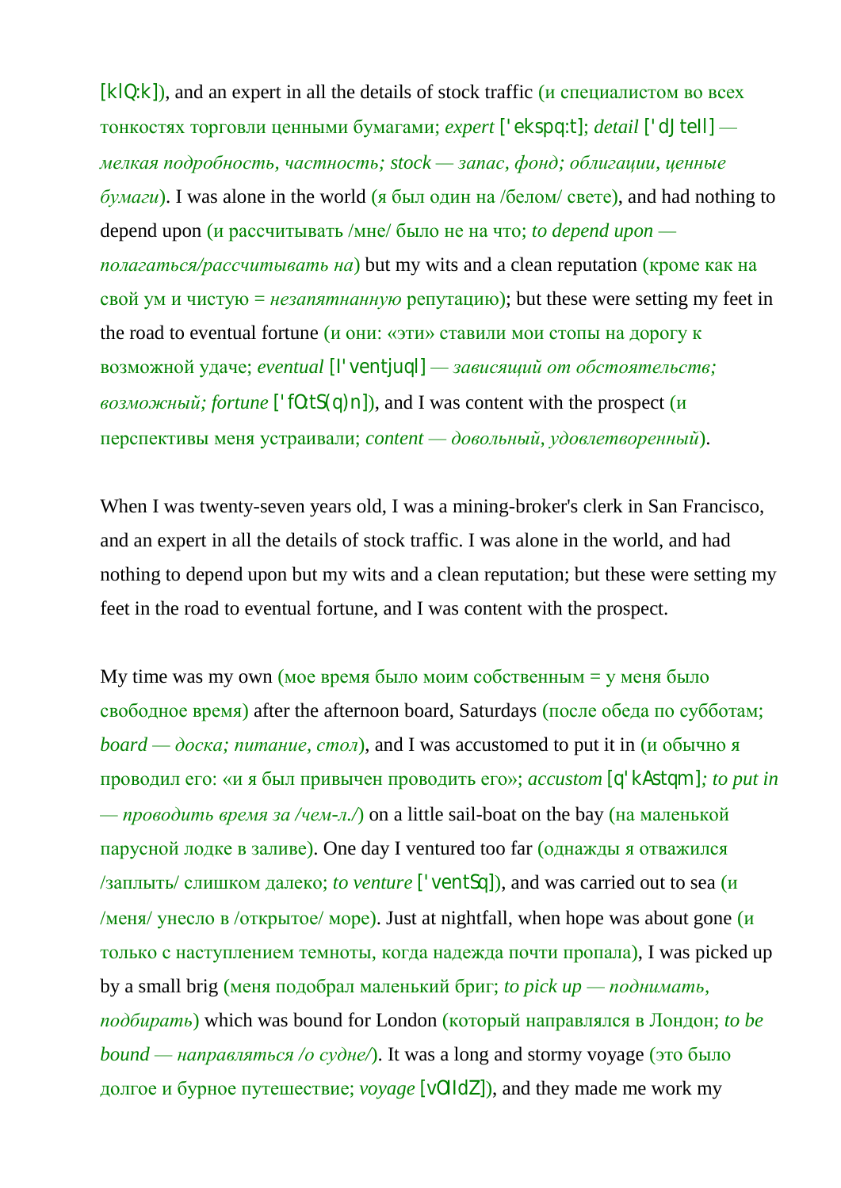[klQ:k]), and an expert in all the details of stock traffic (и специалистом во всех тонкостях торговли ценными бумагами; *expert* ['ekspq:t]; *detail* ['dJteIl] — *мелкая подробность, частность; stock — запас, фонд; облигации, ценные бумаги*). I was alone in the world (я был один на /белом/ свете), and had nothing to depend upon (и рассчитывать /мне/ было не на что; *to depend upon — полагаться/рассчитывать на*) but my wits and a clean reputation (кроме как на свой ум и чистую = *незапятнанную* репутацию); but these were setting my feet in the road to eventual fortune (и они: «эти» ставили мои стопы на дорогу к возможной удаче; *eventual* [I'ventjuql] — *зависящий от обстоятельств; возможный; fortune* ['fO:tS(q)n]), and I was content with the prospect (и перспективы меня устраивали; *content — довольный, удовлетворенный*).

When I was twenty-seven years old, I was a mining-broker's clerk in San Francisco, and an expert in all the details of stock traffic. I was alone in the world, and had nothing to depend upon but my wits and a clean reputation; but these were setting my feet in the road to eventual fortune, and I was content with the prospect.

My time was my own (мое время было моим собственным = у меня было свободное время) after the afternoon board, Saturdays (после обеда по субботам; *board — доска; питание, стол*), and I was accustomed to put it in (и обычно я проводил его: «и я был привычен проводить его»; *accustom* [q'kAstqm]*; to put in — проводить время за /чем-л./*) on a little sail-boat on the bay (на маленькой парусной лодке в заливе). One day I ventured too far (однажды я отважился /заплыть/ слишком далеко; *to venture* ['ventSq]), and was carried out to sea (и /меня/ унесло в /открытое/ море). Just at nightfall, when hope was about gone (и только с наступлением темноты, когда надежда почти пропала), I was picked up by a small brig (меня подобрал маленький бриг; *to pick up — поднимать, подбирать*) which was bound for London (который направлялся в Лондон; *to be bound — направляться /о судне/*). It was a long and stormy voyage (это было долгое и бурное путешествие; *voyage* [vOIIdZ]), and they made me work my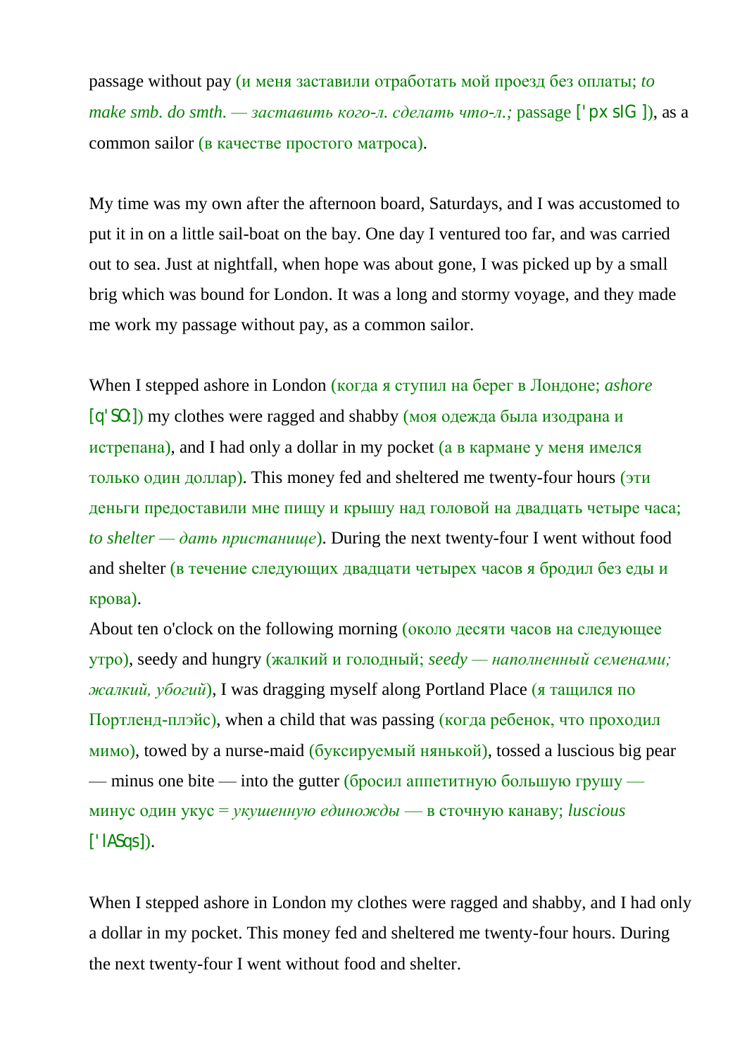passage without pay (и меня заставили отработать мой проезд без оплаты; *to make smb. do smth. — заставить кого-л. сделать что-л.;* passage ['pxsIG]), as a common sailor (в качестве простого матроса).

My time was my own after the afternoon board, Saturdays, and I was accustomed to put it in on a little sail-boat on the bay. One day I ventured too far, and was carried out to sea. Just at nightfall, when hope was about gone, I was picked up by a small brig which was bound for London. It was a long and stormy voyage, and they made me work my passage without pay, as a common sailor.

When I stepped ashore in London (когда я ступил на берег в Лондоне; *ashore* [q'SO:]) my clothes were ragged and shabby (моя одежда была изодрана и истрепана), and I had only a dollar in my pocket (а в кармане у меня имелся только один доллар). This money fed and sheltered me twenty-four hours (эти деньги предоставили мне пищу и крышу над головой на двадцать четыре часа; *to shelter — дать пристанище*). During the next twenty-four I went without food and shelter (в течение следующих двадцати четырех часов я бродил без еды и крова).
About ten o'clock on the following morning (около десяти часов на следующее утро), seedy and hungry (жалкий и голодный; *seedy — наполненный семенами; жалкий, убогий*), I was dragging myself along Portland Place (я тащился по Портленд-плэйс), when a child that was passing (когда ребенок, что проходил мимо), towed by a nurse-maid (буксируемый нянькой), tossed a luscious big pear — minus one bite — into the gutter (бросил аппетитную большую грушу — минус один укус = *укушенную единожды* — в сточную канаву; *luscious* ['lASqs]).

When I stepped ashore in London my clothes were ragged and shabby, and I had only a dollar in my pocket. This money fed and sheltered me twenty-four hours. During the next twenty-four I went without food and shelter.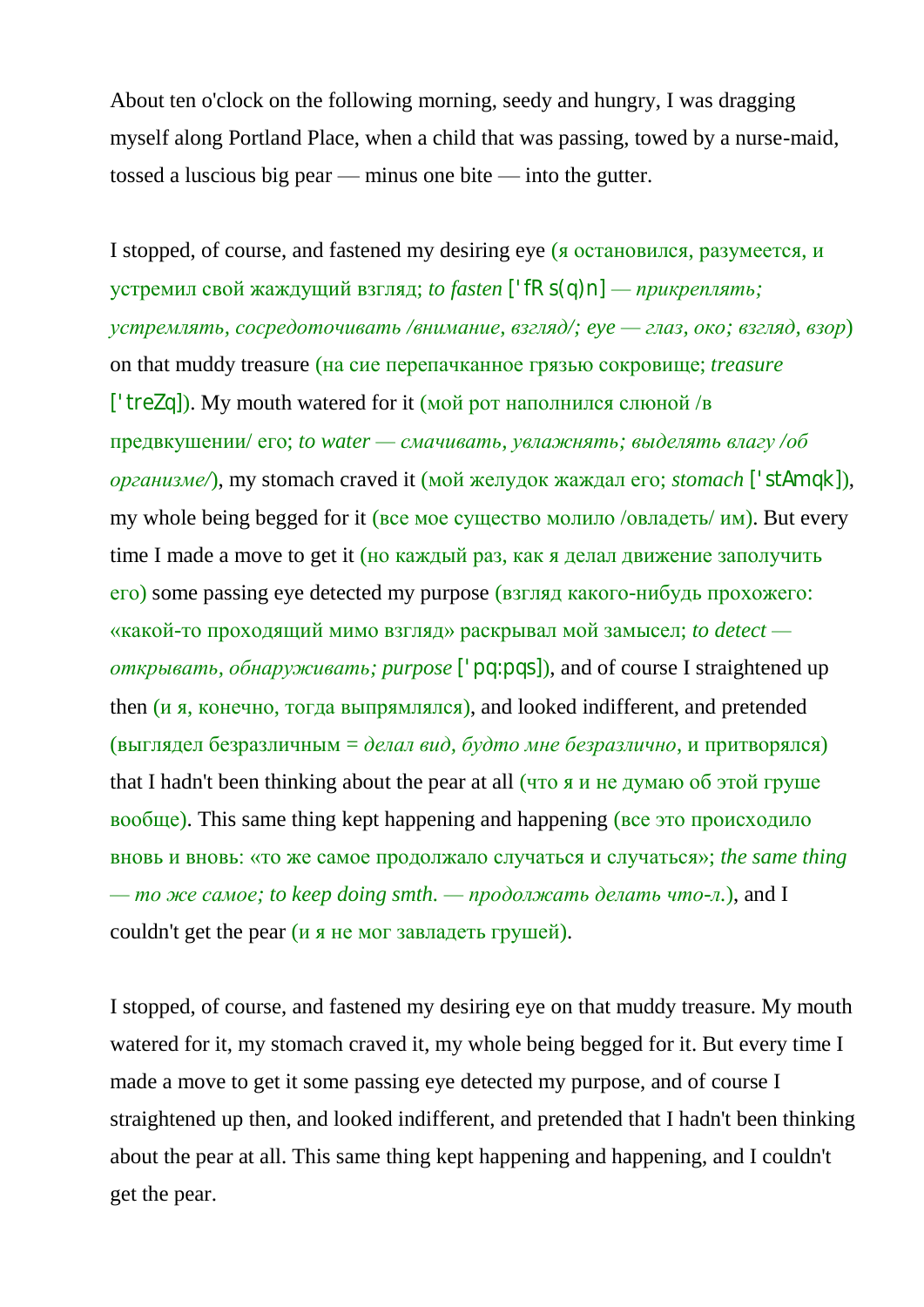About ten o'clock on the following morning, seedy and hungry, I was dragging myself along Portland Place, when a child that was passing, towed by a nurse-maid, tossed a luscious big pear — minus one bite — into the gutter.

I stopped, of course, and fastened my desiring eye (я остановился, разумеется, и устремил свой жаждущий взгляд; *to fasten* ['fRs(q)n] — *прикреплять; устремлять, сосредоточивать /внимание, взгляд/; eye — глаз, око; взгляд, взор*) on that muddy treasure (на сие перепачканное грязью сокровище; *treasure* ['treZq]). My mouth watered for it (мой рот наполнился слюной /в предвкушении/ его; *to water — смачивать, увлажнять; выделять влагу /об организме/*), my stomach craved it (мой желудок жаждал его; *stomach* ['stAmqk]), my whole being begged for it (все мое существо молило /овладеть/ им). But every time I made a move to get it (но каждый раз, как я делал движение заполучить его) some passing eye detected my purpose (взгляд какого-нибудь прохожего: «какой-то проходящий мимо взгляд» раскрывал мой замысел; *to detect — открывать, обнаруживать; purpose* ['pq:pqs]), and of course I straightened up then (и я, конечно, тогда выпрямлялся), and looked indifferent, and pretended (выглядел безразличным = *делал вид, будто мне безразлично*, и притворялся) that I hadn't been thinking about the pear at all (что я и не думаю об этой груше вообще). This same thing kept happening and happening (все это происходило вновь и вновь: «то же самое продолжало случаться и случаться»; *the same thing — то же самое; to keep doing smth. — продолжать делать что-л.*), and I couldn't get the pear (и я не мог завладеть грушей).

I stopped, of course, and fastened my desiring eye on that muddy treasure. My mouth watered for it, my stomach craved it, my whole being begged for it. But every time I made a move to get it some passing eye detected my purpose, and of course I straightened up then, and looked indifferent, and pretended that I hadn't been thinking about the pear at all. This same thing kept happening and happening, and I couldn't get the pear.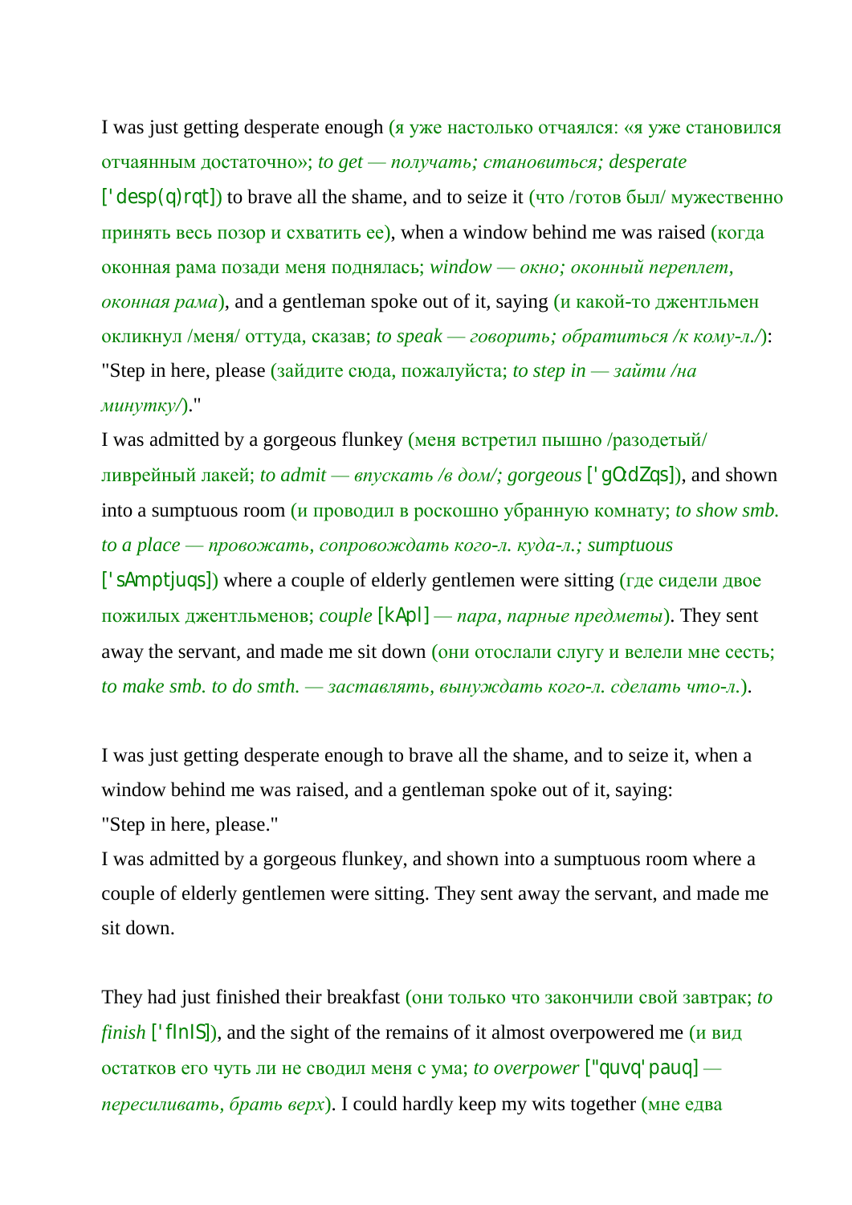I was just getting desperate enough (я уже настолько отчаялся: «я уже становился отчаянным достаточно»; *to get — получать; становиться; desperate* ['desp(q)rqt]) to brave all the shame, and to seize it (что /готов был/ мужественно принять весь позор и схватить ее), when a window behind me was raised (когда оконная рама позади меня поднялась; *window — окно; оконный переплет, оконная рама*), and a gentleman spoke out of it, saying (и какой-то джентльмен окликнул /меня/ оттуда, сказав; *to speak — говорить; обратиться /к кому-л./*):
"Step in here, please (зайдите сюда, пожалуйста; *to step in — зайти /на минутку/*)."
I was admitted by a gorgeous flunkey (меня встретил пышно /разодетый/ ливрейный лакей; *to admit — впускать /в дом/; gorgeous* ['gO:dZqs]), and shown into a sumptuous room (и проводил в роскошно убранную комнату; *to show smb. to a place — провожать, сопровождать кого-л. куда-л.; sumptuous* ['sAmptjuqs]) where a couple of elderly gentlemen were sitting (где сидели двое пожилых джентльменов; *couple* [kApl] *— пара, парные предметы*). They sent away the servant, and made me sit down (они отослали слугу и велели мне сесть; *to make smb. to do smth. — заставлять, вынуждать кого-л. сделать что-л.*).

I was just getting desperate enough to brave all the shame, and to seize it, when a window behind me was raised, and a gentleman spoke out of it, saying:
"Step in here, please."
I was admitted by a gorgeous flunkey, and shown into a sumptuous room where a couple of elderly gentlemen were sitting. They sent away the servant, and made me sit down.

They had just finished their breakfast (они только что закончили свой завтрак; *to finish* ['fInIS]), and the sight of the remains of it almost overpowered me (и вид остатков его чуть ли не сводил меня с ума; *to overpower* ["quvq'pauq] *— пересиливать, брать верх*). I could hardly keep my wits together (мне едва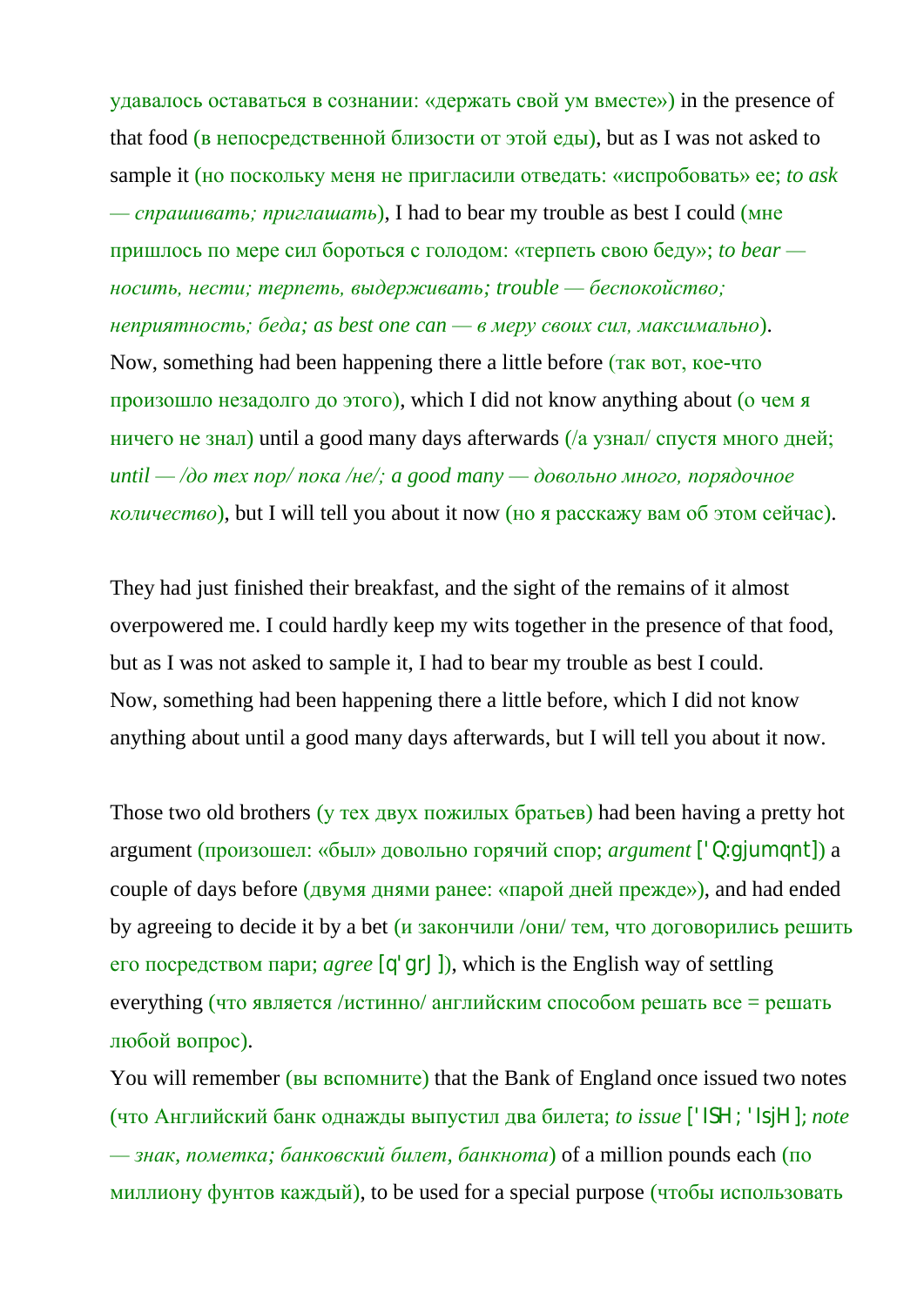удавалось оставаться в сознании: «держать свой ум вместе») in the presence of that food (в непосредственной близости от этой еды), but as I was not asked to sample it (но поскольку меня не пригласили отведать: «испробовать» ее; *to ask — спрашивать; приглашать*), I had to bear my trouble as best I could (мне пришлось по мере сил бороться с голодом: «терпеть свою беду»; *to bear — носить, нести; терпеть, выдерживать; trouble — беспокойство; неприятность; беда; as best one can — в меру своих сил, максимально*).
Now, something had been happening there a little before (так вот, кое-что произошло незадолго до этого), which I did not know anything about (о чем я ничего не знал) until a good many days afterwards (/а узнал/ спустя много дней; *until — /до тех пор/ пока /не/; a good many — довольно много, порядочное количество*), but I will tell you about it now (но я расскажу вам об этом сейчас).

They had just finished their breakfast, and the sight of the remains of it almost overpowered me. I could hardly keep my wits together in the presence of that food, but as I was not asked to sample it, I had to bear my trouble as best I could.
Now, something had been happening there a little before, which I did not know anything about until a good many days afterwards, but I will tell you about it now.

Those two old brothers (у тех двух пожилых братьев) had been having a pretty hot argument (произошел: «был» довольно горячий спор; *argument* ['Q:gjumqnt]) a couple of days before (двумя днями ранее: «парой дней прежде»), and had ended by agreeing to decide it by a bet (и закончили /они/ тем, что договорились решить его посредством пари; *agree* [q'grJ]), which is the English way of settling everything (что является /истинно/ английским способом решать все = решать любой вопрос).
You will remember (вы вспомните) that the Bank of England once issued two notes (что Английский банк однажды выпустил два билета; *to issue* ['ISH; 'IsjH]; *note — знак, пометка; банковский билет, банкнота*) of a million pounds each (по миллиону фунтов каждый), to be used for a special purpose (чтобы использовать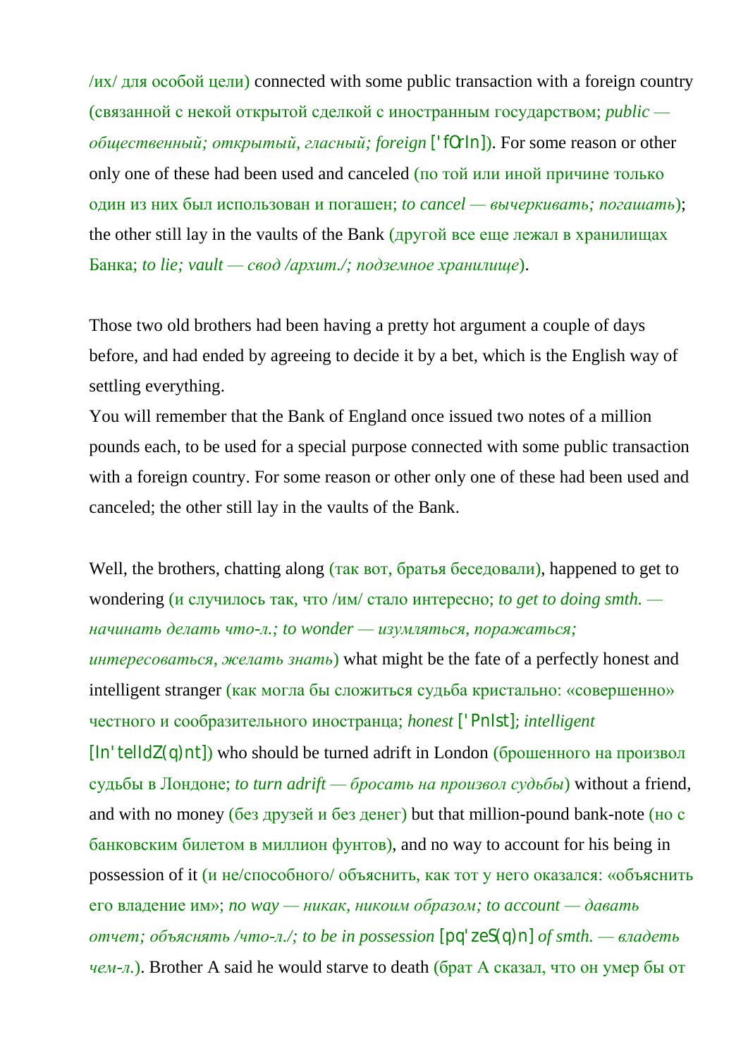/их/ для особой цели) connected with some public transaction with a foreign country (связанной с некой открытой сделкой с иностранным государством; *public — общественный; открытый, гласный; foreign* ['fOrIn]). For some reason or other only one of these had been used and canceled (по той или иной причине только один из них был использован и погашен; *to cancel — вычеркивать; погашать*); the other still lay in the vaults of the Bank (другой все еще лежал в хранилищах Банка; *to lie; vault — свод /архит./; подземное хранилище*).

Those two old brothers had been having a pretty hot argument a couple of days before, and had ended by agreeing to decide it by a bet, which is the English way of settling everything.
You will remember that the Bank of England once issued two notes of a million pounds each, to be used for a special purpose connected with some public transaction with a foreign country. For some reason or other only one of these had been used and canceled; the other still lay in the vaults of the Bank.

Well, the brothers, chatting along (так вот, братья беседовали), happened to get to wondering (и случилось так, что /им/ стало интересно; *to get to doing smth. — начинать делать что-л.; to wonder — изумляться, поражаться; интересоваться, желать знать*) what might be the fate of a perfectly honest and intelligent stranger (как могла бы сложиться судьба кристально: «совершенно» честного и сообразительного иностранца; *honest* ['PnIst]; *intelligent* [In'telIdZ(q)nt]) who should be turned adrift in London (брошенного на произвол судьбы в Лондоне; *to turn adrift — бросать на произвол судьбы*) without a friend, and with no money (без друзей и без денег) but that million-pound bank-note (но с банковским билетом в миллион фунтов), and no way to account for his being in possession of it (и не/способного/ объяснить, как тот у него оказался: «объяснить его владение им»; *no way — никак, никоим образом; to account — давать отчет; объяснять /что-л./; to be in possession* [pq'zeS(q)n] *of smth. — владеть чем-л.*). Brother A said he would starve to death (брат A сказал, что он умер бы от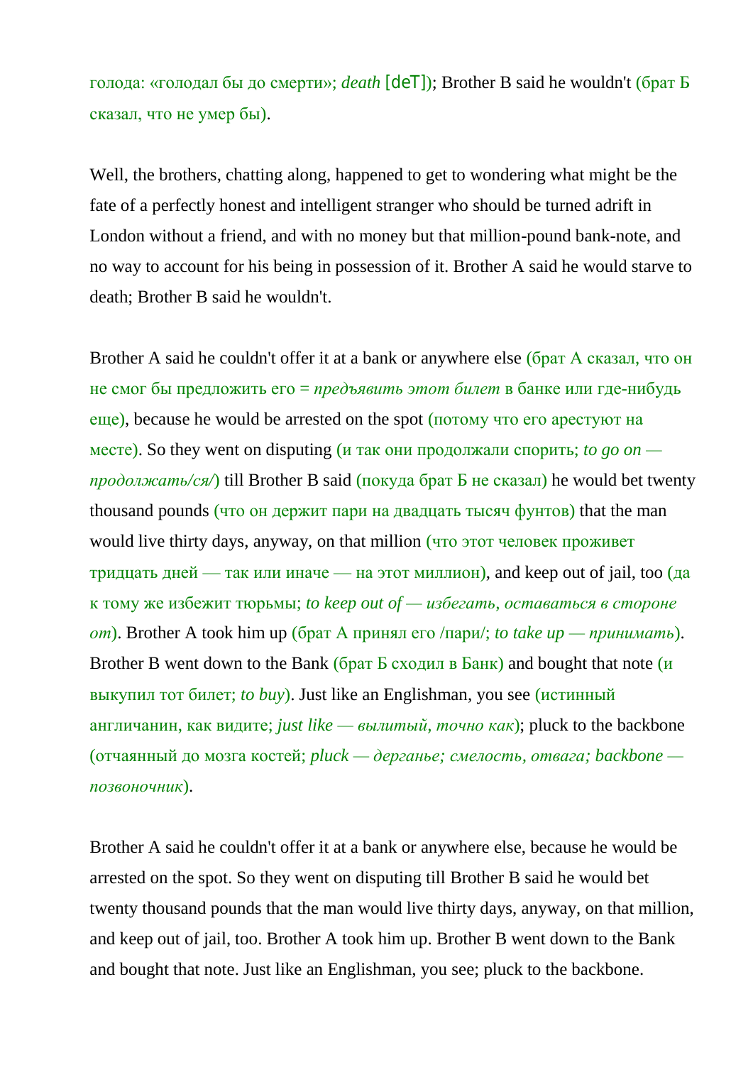голода: «голодал бы до смерти»; *death* [deT]); Brother B said he wouldn't (брат Б сказал, что не умер бы).

Well, the brothers, chatting along, happened to get to wondering what might be the fate of a perfectly honest and intelligent stranger who should be turned adrift in London without a friend, and with no money but that million-pound bank-note, and no way to account for his being in possession of it. Brother A said he would starve to death; Brother B said he wouldn't.

Brother A said he couldn't offer it at a bank or anywhere else (брат А сказал, что он не смог бы предложить его = *предъявить этот билет* в банке или где-нибудь еще), because he would be arrested on the spot (потому что его арестуют на месте). So they went on disputing (и так они продолжали спорить; *to go on — продолжать/ся/*) till Brother B said (покуда брат Б не сказал) he would bet twenty thousand pounds (что он держит пари на двадцать тысяч фунтов) that the man would live thirty days, anyway, on that million (что этот человек проживет тридцать дней — так или иначе — на этот миллион), and keep out of jail, too (да к тому же избежит тюрьмы; *to keep out of — избегать, оставаться в стороне от*). Brother A took him up (брат А принял его /пари/; *to take up — принимать*). Brother B went down to the Bank (брат Б сходил в Банк) and bought that note (и выкупил тот билет; *to buy*). Just like an Englishman, you see (истинный англичанин, как видите; *just like — вылитый, точно как*); pluck to the backbone (отчаянный до мозга костей; *pluck — дерганье; смелость, отвага; backbone — позвоночник*).

Brother A said he couldn't offer it at a bank or anywhere else, because he would be arrested on the spot. So they went on disputing till Brother B said he would bet twenty thousand pounds that the man would live thirty days, anyway, on that million, and keep out of jail, too. Brother A took him up. Brother B went down to the Bank and bought that note. Just like an Englishman, you see; pluck to the backbone.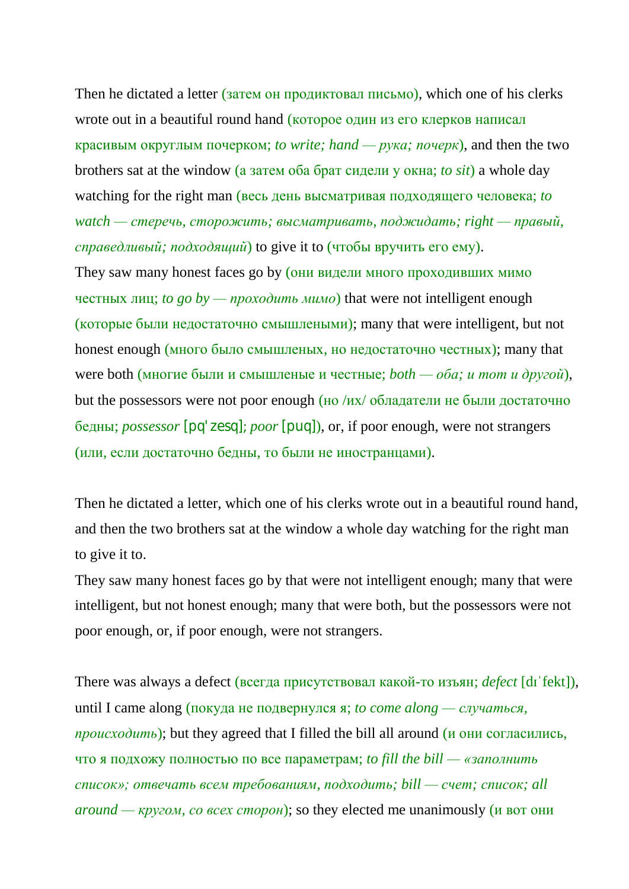Then he dictated a letter (затем он продиктовал письмо), which one of his clerks wrote out in a beautiful round hand (которое один из его клерков написал красивым округлым почерком; *to write; hand — рука; почерк*), and then the two brothers sat at the window (а затем оба брат сидели у окна; *to sit*) a whole day watching for the right man (весь день высматривая подходящего человека; *to watch — стеречь, сторожить; высматривать, поджидать; right — правый, справедливый; подходящий*) to give it to (чтобы вручить его ему).
They saw many honest faces go by (они видели много проходивших мимо честных лиц; *to go by — проходить мимо*) that were not intelligent enough (которые были недостаточно смышлеными); many that were intelligent, but not honest enough (много было смышленых, но недостаточно честных); many that were both (многие были и смышленые и честные; *both — оба; и тот и другой*), but the possessors were not poor enough (но /их/ обладатели не были достаточно бедны; *possessor* [pq'zesq]; *poor* [puq]), or, if poor enough, were not strangers (или, если достаточно бедны, то были не иностранцами).

Then he dictated a letter, which one of his clerks wrote out in a beautiful round hand, and then the two brothers sat at the window a whole day watching for the right man to give it to.
They saw many honest faces go by that were not intelligent enough; many that were intelligent, but not honest enough; many that were both, but the possessors were not poor enough, or, if poor enough, were not strangers.

There was always a defect (всегда присутствовал какой-то изъян; *defect* [dɪˈfekt]), until I came along (покуда не подвернулся я; *to come along — случаться, происходить*); but they agreed that I filled the bill all around (и они согласились, что я подхожу полностью по все параметрам; *to fill the bill — «заполнить список»; отвечать всем требованиям, подходить; bill — счет; список; all around — кругом, со всех сторон*); so they elected me unanimously (и вот они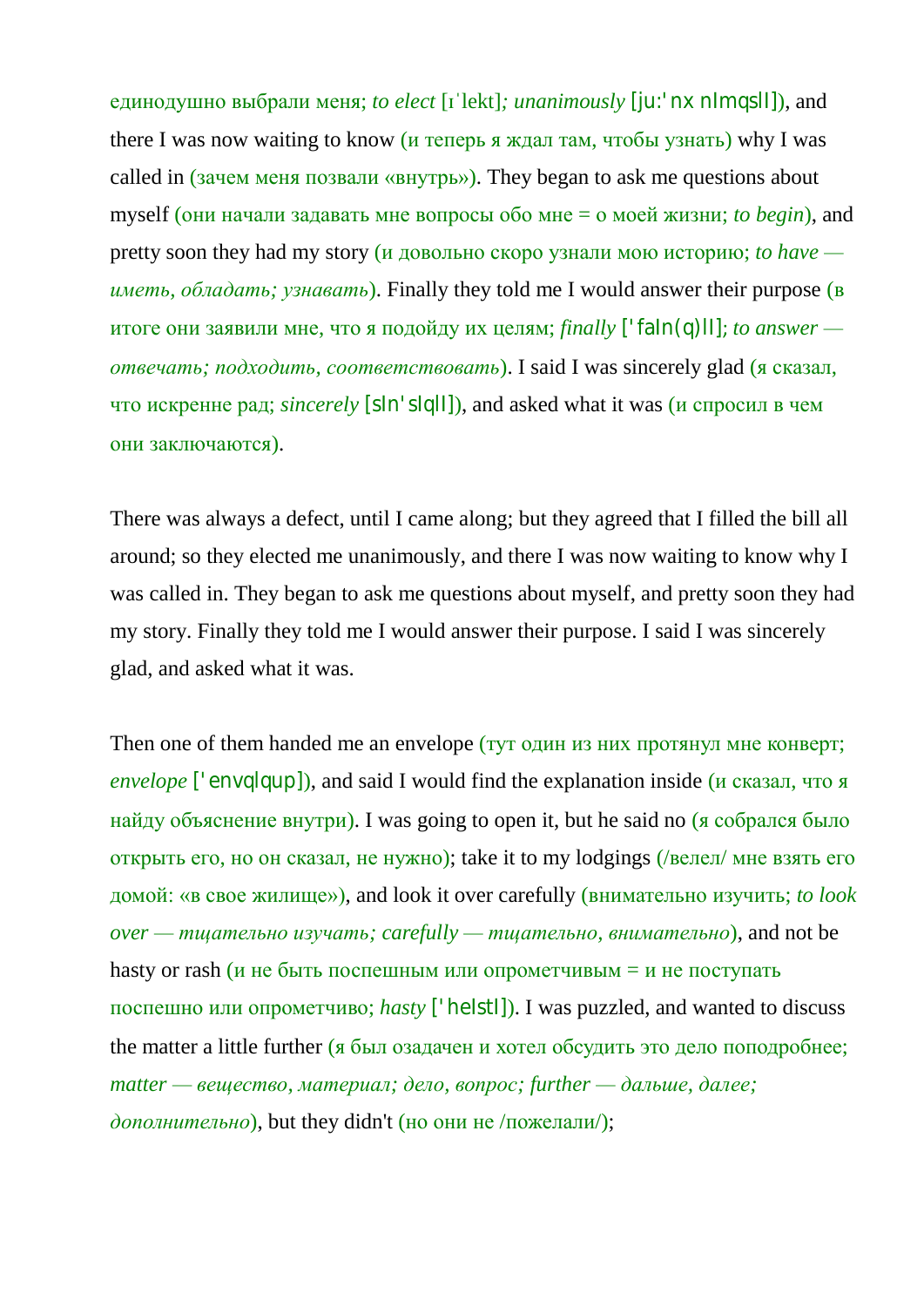единодушно выбрали меня; *to elect* [ɪˈlekt]*; unanimously* [ju:'nx nImqslI]), and there I was now waiting to know (и теперь я ждал там, чтобы узнать) why I was called in (зачем меня позвали «внутрь»). They began to ask me questions about myself (они начали задавать мне вопросы обо мне = о моей жизни; *to begin*), and pretty soon they had my story (и довольно скоро узнали мою историю; *to have — иметь, обладать; узнавать*). Finally they told me I would answer their purpose (в итоге они заявили мне, что я подойду их целям; *finally* ['faIn(q)lI]*; to answer — отвечать; подходить, соответствовать*). I said I was sincerely glad (я сказал, что искренне рад; *sincerely* [sIn'sIqlI]), and asked what it was (и спросил в чем они заключаются).

There was always a defect, until I came along; but they agreed that I filled the bill all around; so they elected me unanimously, and there I was now waiting to know why I was called in. They began to ask me questions about myself, and pretty soon they had my story. Finally they told me I would answer their purpose. I said I was sincerely glad, and asked what it was.

Then one of them handed me an envelope (тут один из них протянул мне конверт; *envelope* ['envqlqup]), and said I would find the explanation inside (и сказал, что я найду объяснение внутри). I was going to open it, but he said no (я собрался было открыть его, но он сказал, не нужно); take it to my lodgings (/велел/ мне взять его домой: «в свое жилище»), and look it over carefully (внимательно изучить; *to look over — тщательно изучать; carefully — тщательно, внимательно*), and not be hasty or rash (и не быть поспешным или опрометчивым = и не поступать поспешно или опрометчиво; *hasty* ['heIstI]). I was puzzled, and wanted to discuss the matter a little further (я был озадачен и хотел обсудить это дело поподробнее; *matter — вещество, материал; дело, вопрос; further — дальше, далее; дополнительно*), but they didn't (но они не /пожелали/);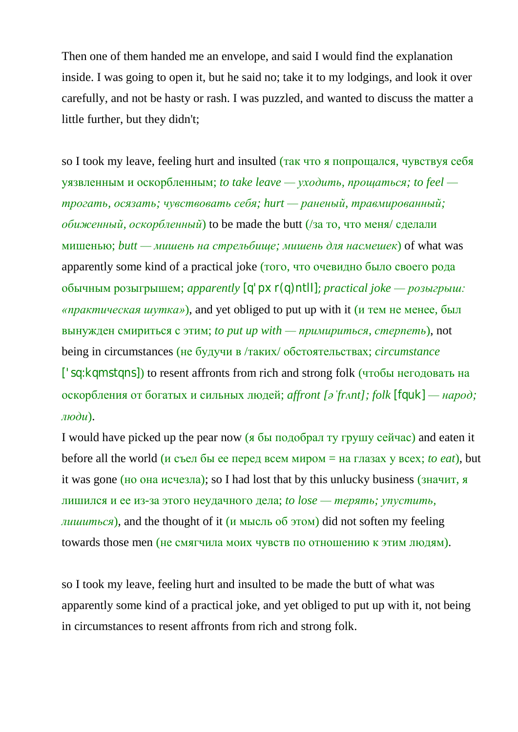Then one of them handed me an envelope, and said I would find the explanation inside. I was going to open it, but he said no; take it to my lodgings, and look it over carefully, and not be hasty or rash. I was puzzled, and wanted to discuss the matter a little further, but they didn't;

so I took my leave, feeling hurt and insulted (так что я попрощался, чувствуя себя уязвленным и оскорбленным; *to take leave — уходить, прощаться; to feel — трогать, осязать; чувствовать себя; hurt — раненый, травмированный; обиженный, оскорбленный*) to be made the butt (/за то, что меня/ сделали мишенью; *butt — мишень на стрельбище; мишень для насмешек*) of what was apparently some kind of a practical joke (того, что очевидно было своего рода обычным розыгрышем; *apparently* [q'pxr(q)ntlI]; *practical joke — розыгрыш: «практическая шутка»*), and yet obliged to put up with it (и тем не менее, был вынужден смириться с этим; *to put up with — примириться, стерпеть*), not being in circumstances (не будучи в /таких/ обстоятельствах; *circumstance* ['sq:kqmstqns]) to resent affronts from rich and strong folk (чтобы негодовать на оскорбления от богатых и сильных людей; *affront [ə'frʌnt]; folk* [fquk] *— народ; люди*).

I would have picked up the pear now (я бы подобрал ту грушу сейчас) and eaten it before all the world (и съел бы ее перед всем миром = на глазах у всех; *to eat*), but it was gone (но она исчезла); so I had lost that by this unlucky business (значит, я лишился и ее из-за этого неудачного дела; *to lose — терять; упустить, лишиться*), and the thought of it (и мысль об этом) did not soften my feeling towards those men (не смягчила моих чувств по отношению к этим людям).

so I took my leave, feeling hurt and insulted to be made the butt of what was apparently some kind of a practical joke, and yet obliged to put up with it, not being in circumstances to resent affronts from rich and strong folk.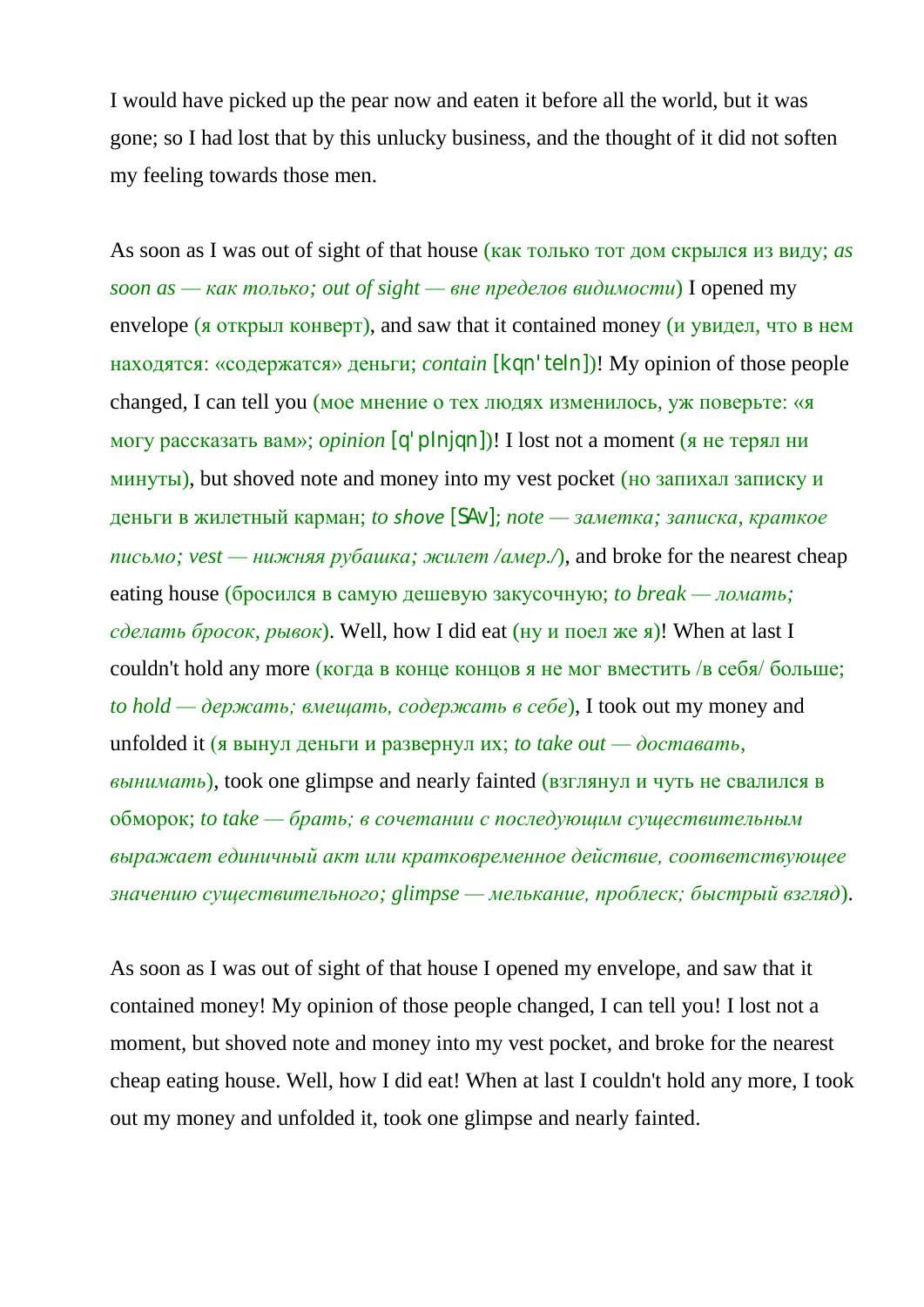I would have picked up the pear now and eaten it before all the world, but it was gone; so I had lost that by this unlucky business, and the thought of it did not soften my feeling towards those men.

As soon as I was out of sight of that house (как только тот дом скрылся из виду; *as soon as — как только; out of sight — вне пределов видимости*) I opened my envelope (я открыл конверт), and saw that it contained money (и увидел, что в нем находятся: «содержатся» деньги; *contain* [kqn'teIn])! My opinion of those people changed, I can tell you (мое мнение о тех людях изменилось, уж поверьте: «я могу рассказать вам»; *opinion* [q'pInjqn])! I lost not a moment (я не терял ни минуты), but shoved note and money into my vest pocket (но запихал записку и деньги в жилетный карман; *to shove* [SAv]; *note — заметка; записка, краткое письмо; vest — нижняя рубашка; жилет /амер./*), and broke for the nearest cheap eating house (бросился в самую дешевую закусочную; *to break — ломать; сделать бросок, рывок*). Well, how I did eat (ну и поел же я)! When at last I couldn't hold any more (когда в конце концов я не мог вместить /в себя/ больше; *to hold — держать; вмещать, содержать в себе*), I took out my money and unfolded it (я вынул деньги и развернул их; *to take out — доставать, вынимать*), took one glimpse and nearly fainted (взглянул и чуть не свалился в обморок; *to take — брать; в сочетании с последующим существительным выражает единичный акт или кратковременное действие, соответствующее значению существительного; glimpse — мелькание, проблеск; быстрый взгляд*).

As soon as I was out of sight of that house I opened my envelope, and saw that it contained money! My opinion of those people changed, I can tell you! I lost not a moment, but shoved note and money into my vest pocket, and broke for the nearest cheap eating house. Well, how I did eat! When at last I couldn't hold any more, I took out my money and unfolded it, took one glimpse and nearly fainted.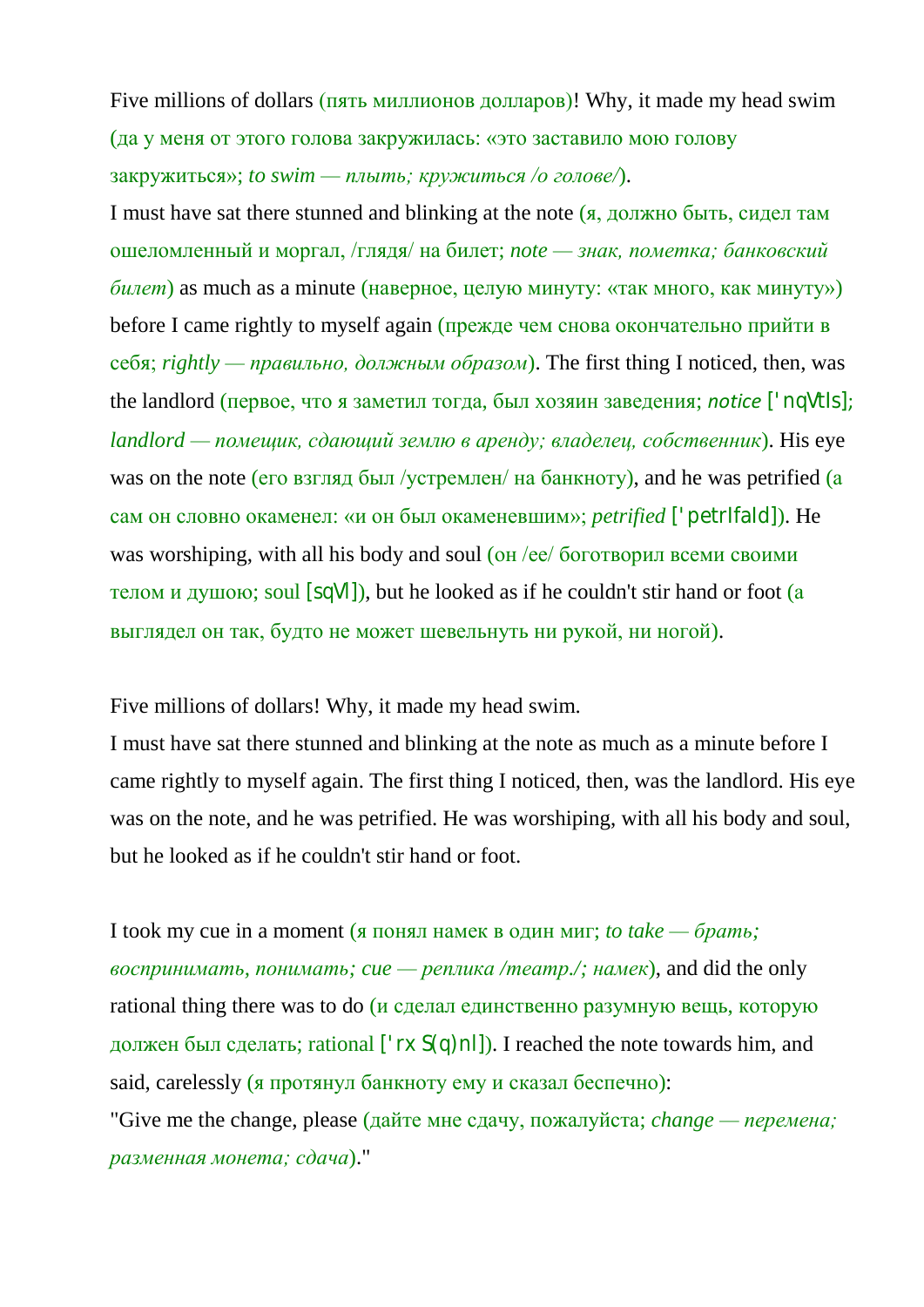Five millions of dollars (пять миллионов долларов)! Why, it made my head swim (да у меня от этого голова закружилась: «это заставило мою голову закружиться»; *to swim — плыть; кружиться /о голове/*).

I must have sat there stunned and blinking at the note (я, должно быть, сидел там ошеломленный и моргал, /глядя/ на билет; *note — знак, пометка; банковский билет*) as much as a minute (наверное, целую минуту: «так много, как минуту») before I came rightly to myself again (прежде чем снова окончательно прийти в себя; *rightly — правильно, должным образом*). The first thing I noticed, then, was the landlord (первое, что я заметил тогда, был хозяин заведения; *notice* ['nqVtIs]; *landlord — помещик, сдающий землю в аренду; владелец, собственник*). His eye was on the note (его взгляд был /устремлен/ на банкноту), and he was petrified (а сам он словно окаменел: «и он был окаменевшим»; *petrified* ['petrIfaId]). He was worshiping, with all his body and soul (он /ее/ боготворил всеми своими телом и душою; soul [sqVl]), but he looked as if he couldn't stir hand or foot (а выглядел он так, будто не может шевельнуть ни рукой, ни ногой).

Five millions of dollars! Why, it made my head swim.

I must have sat there stunned and blinking at the note as much as a minute before I came rightly to myself again. The first thing I noticed, then, was the landlord. His eye was on the note, and he was petrified. He was worshiping, with all his body and soul, but he looked as if he couldn't stir hand or foot.

I took my cue in a moment (я понял намек в один миг; *to take — брать; воспринимать, понимать; cue — реплика /театр./; намек*), and did the only rational thing there was to do (и сделал единственно разумную вещь, которую должен был сделать; rational ['rxS(q)nl]). I reached the note towards him, and said, carelessly (я протянул банкноту ему и сказал беспечно):

"Give me the change, please (дайте мне сдачу, пожалуйста; *change — перемена; разменная монета; сдача*)."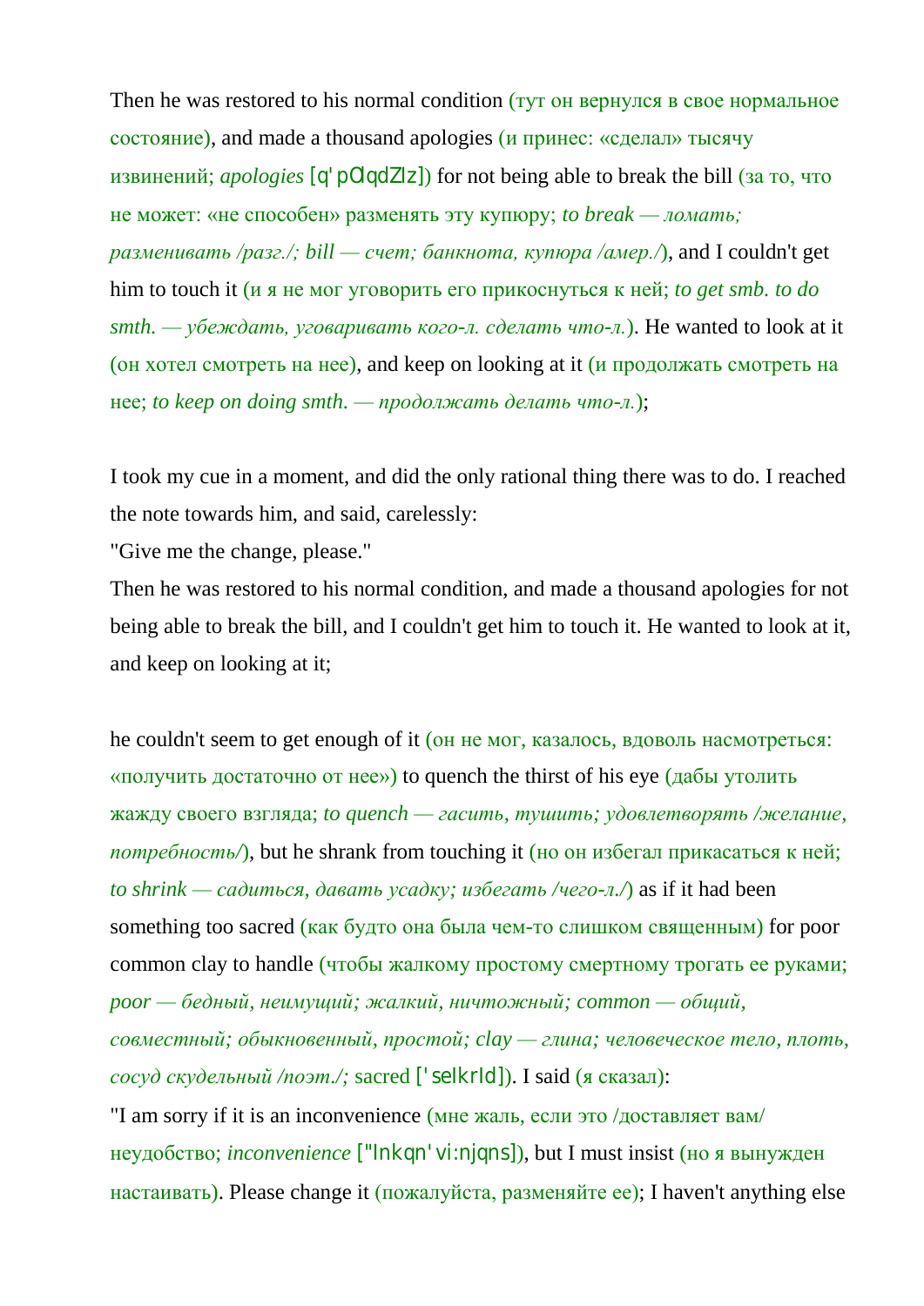Then he was restored to his normal condition (тут он вернулся в свое нормальное состояние), and made a thousand apologies (и принес: «сделал» тысячу извинений; *apologies* [q'pOlqdZIz]) for not being able to break the bill (за то, что не может: «не способен» разменять эту купюру; *to break — ломать; разменивать /разг./; bill — счет; банкнота, купюра /амер./*), and I couldn't get him to touch it (и я не мог уговорить его прикоснуться к ней; *to get smb. to do smth. — убеждать, уговаривать кого-л. сделать что-л.*). He wanted to look at it (он хотел смотреть на нее), and keep on looking at it (и продолжать смотреть на нее; *to keep on doing smth. — продолжать делать что-л.*);

I took my cue in a moment, and did the only rational thing there was to do. I reached the note towards him, and said, carelessly:
"Give me the change, please."
Then he was restored to his normal condition, and made a thousand apologies for not being able to break the bill, and I couldn't get him to touch it. He wanted to look at it, and keep on looking at it;

he couldn't seem to get enough of it (он не мог, казалось, вдоволь насмотреться: «получить достаточно от нее») to quench the thirst of his eye (дабы утолить жажду своего взгляда; *to quench — гасить, тушить; удовлетворять /желание, потребность/*), but he shrank from touching it (но он избегал прикасаться к ней; *to shrink — садиться, давать усадку; избегать /чего-л./*) as if it had been something too sacred (как будто она была чем-то слишком священным) for poor common clay to handle (чтобы жалкому простому смертному трогать ее руками; *poor — бедный, неимущий; жалкий, ничтожный; common — общий, совместный; обыкновенный, простой; clay — глина; человеческое тело, плоть, сосуд скудельный /поэт./;* sacred ['seIkrId]). I said (я сказал):
"I am sorry if it is an inconvenience (мне жаль, если это /доставляет вам/ неудобство; *inconvenience* ["Inkqn'vi:njqns]), but I must insist (но я вынужден настаивать). Please change it (пожалуйста, разменяйте ее); I haven't anything else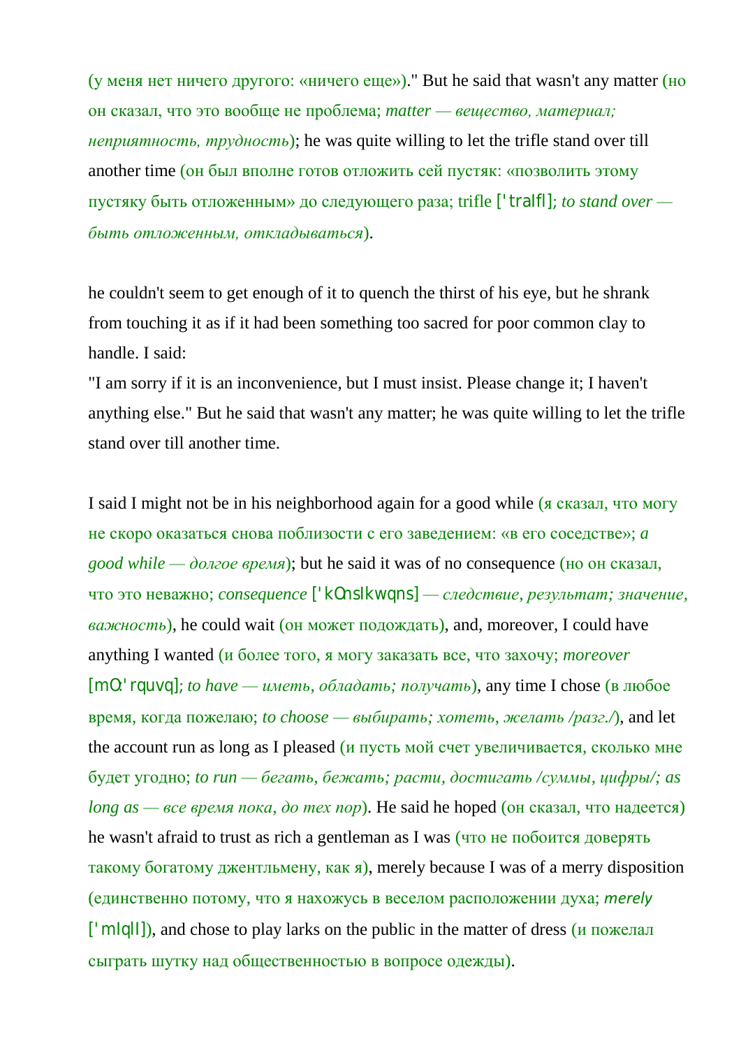(у меня нет ничего другого: «ничего еще»)." But he said that wasn't any matter (но он сказал, что это вообще не проблема; *matter — вещество, материал; неприятность, трудность*); he was quite willing to let the trifle stand over till another time (он был вполне готов отложить сей пустяк: «позволить этому пустяку быть отложенным» до следующего раза; trifle ['traIfl]; *to stand over — быть отложенным, откладываться*).

he couldn't seem to get enough of it to quench the thirst of his eye, but he shrank from touching it as if it had been something too sacred for poor common clay to handle. I said:
"I am sorry if it is an inconvenience, but I must insist. Please change it; I haven't anything else." But he said that wasn't any matter; he was quite willing to let the trifle stand over till another time.

I said I might not be in his neighborhood again for a good while (я сказал, что могу не скоро оказаться снова поблизости с его заведением: «в его соседстве»; *a good while — долгое время*); but he said it was of no consequence (но он сказал, что это неважно; *consequence* ['kOnsIkwqns] *— следствие, результат; значение, важность*), he could wait (он может подождать), and, moreover, I could have anything I wanted (и более того, я могу заказать все, что захочу; *moreover* [mO:'rquvq]; *to have — иметь, обладать; получать*), any time I chose (в любое время, когда пожелаю; *to choose — выбирать; хотеть, желать /разг./*), and let the account run as long as I pleased (и пусть мой счет увеличивается, сколько мне будет угодно; *to run — бегать, бежать; расти, достигать /суммы, цифры/; as long as — все время пока, до тех пор*). He said he hoped (он сказал, что надеется) he wasn't afraid to trust as rich a gentleman as I was (что не побоится доверять такому богатому джентльмену, как я), merely because I was of a merry disposition (единственно потому, что я нахожусь в веселом расположении духа; *merely* ['mIqlI]), and chose to play larks on the public in the matter of dress (и пожелал сыграть шутку над общественностью в вопросе одежды).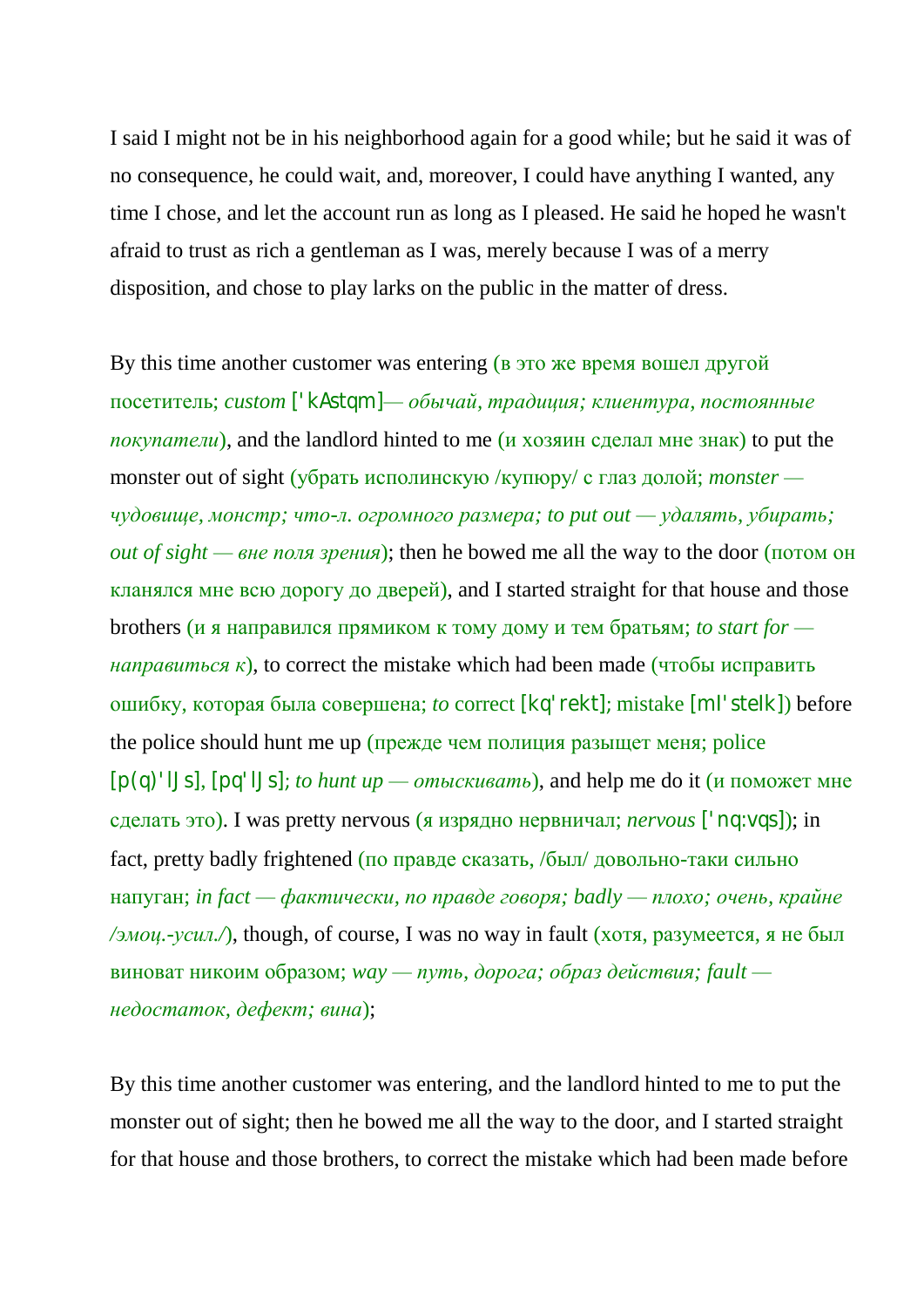I said I might not be in his neighborhood again for a good while; but he said it was of no consequence, he could wait, and, moreover, I could have anything I wanted, any time I chose, and let the account run as long as I pleased. He said he hoped he wasn't afraid to trust as rich a gentleman as I was, merely because I was of a merry disposition, and chose to play larks on the public in the matter of dress.

By this time another customer was entering (в это же время вошел другой посетитель; *custom* ['kAstqm]*— обычай, традиция; клиентура, постоянные покупатели*), and the landlord hinted to me (и хозяин сделал мне знак) to put the monster out of sight (убрать исполинскую /купюру/ с глаз долой; *monster — чудовище, монстр; что-л. огромного размера; to put out — удалять, убирать; out of sight — вне поля зрения*); then he bowed me all the way to the door (потом он кланялся мне всю дорогу до дверей), and I started straight for that house and those brothers (и я направился прямиком к тому дому и тем братьям; *to start for — направиться к*), to correct the mistake which had been made (чтобы исправить ошибку, которая была совершена; *to* correct [kq'rekt]; mistake [mI'steIk]) before the police should hunt me up (прежде чем полиция разыщет меня; police [p(q)'lJs], [pq'lJs]; *to hunt up — отыскивать*), and help me do it (и поможет мне сделать это). I was pretty nervous (я изрядно нервничал; *nervous* ['nq:vqs]); in fact, pretty badly frightened (по правде сказать, /был/ довольно-таки сильно напуган; *in fact — фактически, по правде говоря; badly — плохо; очень, крайне /эмоц.-усил./*), though, of course, I was no way in fault (хотя, разумеется, я не был виноват никоим образом; *way — путь, дорога; образ действия; fault — недостаток, дефект; вина*);

By this time another customer was entering, and the landlord hinted to me to put the monster out of sight; then he bowed me all the way to the door, and I started straight for that house and those brothers, to correct the mistake which had been made before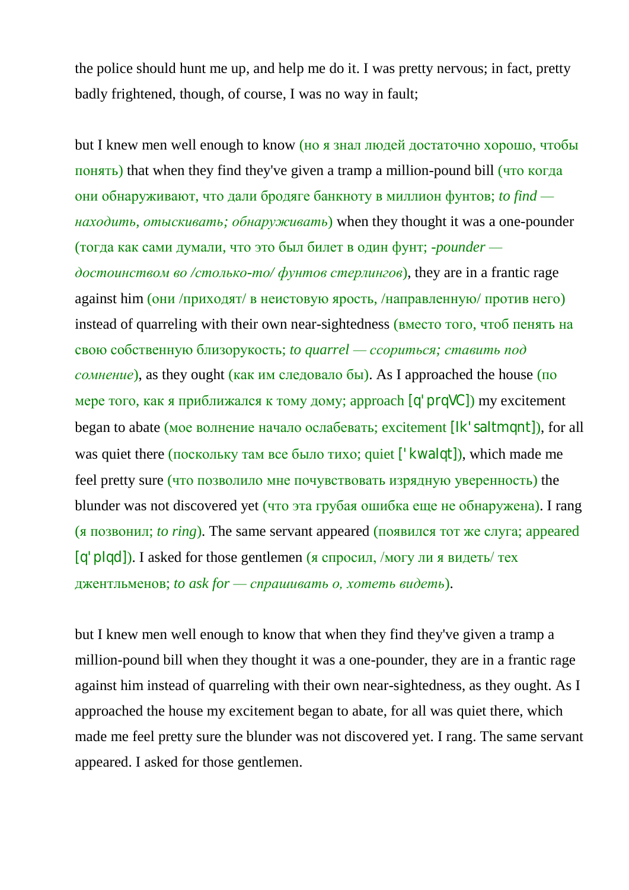the police should hunt me up, and help me do it. I was pretty nervous; in fact, pretty badly frightened, though, of course, I was no way in fault;

but I knew men well enough to know (но я знал людей достаточно хорошо, чтобы понять) that when they find they've given a tramp a million-pound bill (что когда они обнаруживают, что дали бродяге банкноту в миллион фунтов; *to find — находить, отыскивать; обнаруживать*) when they thought it was a one-pounder (тогда как сами думали, что это был билет в один фунт; *-pounder — достоинством во /столько-то/ фунтов стерлингов*), they are in a frantic rage against him (они /приходят/ в неистовую ярость, /направленную/ против него) instead of quarreling with their own near-sightedness (вместо того, чтоб пенять на свою собственную близорукость; *to quarrel — ссориться; ставить под сомнение*), as they ought (как им следовало бы). As I approached the house (по мере того, как я приближался к тому дому; approach [q'prqVC]) my excitement began to abate (мое волнение начало ослабевать; excitement [Ik'saItmqnt]), for all was quiet there (поскольку там все было тихо; quiet ['kwaIqt]), which made me feel pretty sure (что позволило мне почувствовать изрядную уверенность) the blunder was not discovered yet (что эта грубая ошибка еще не обнаружена). I rang (я позвонил; *to ring*). The same servant appeared (появился тот же слуга; appeared [q'pIqd]). I asked for those gentlemen (я спросил, /могу ли я видеть/ тех джентльменов; *to ask for — спрашивать о, хотеть видеть*).

but I knew men well enough to know that when they find they've given a tramp a million-pound bill when they thought it was a one-pounder, they are in a frantic rage against him instead of quarreling with their own near-sightedness, as they ought. As I approached the house my excitement began to abate, for all was quiet there, which made me feel pretty sure the blunder was not discovered yet. I rang. The same servant appeared. I asked for those gentlemen.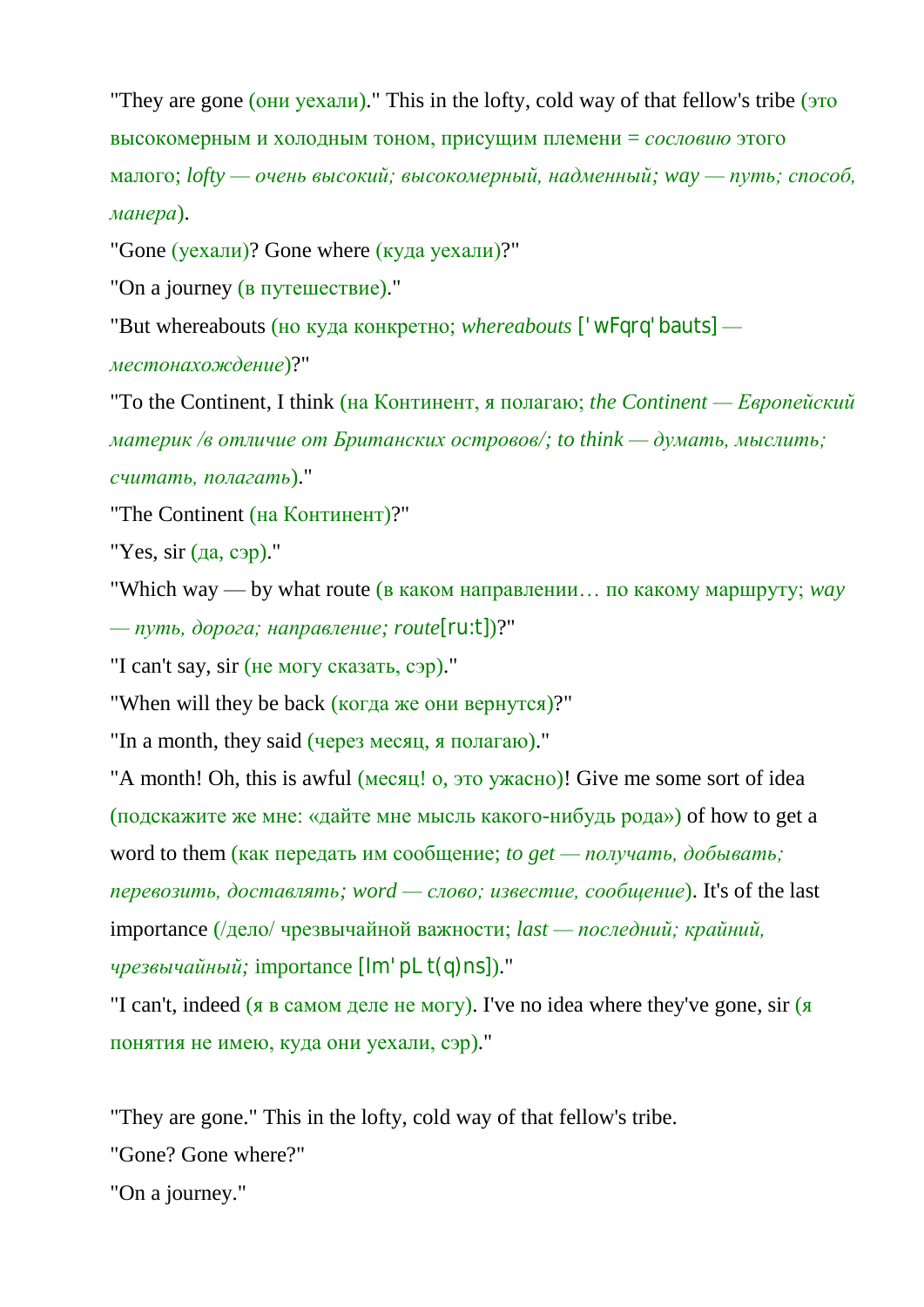"They are gone (они уехали)." This in the lofty, cold way of that fellow's tribe (это высокомерным и холодным тоном, присущим племени = *сословию* этого малого; *lofty — очень высокий; высокомерный, надменный; way — путь; способ, манера*).

"Gone (уехали)? Gone where (куда уехали)?"

"On a journey (в путешествие)."

"But whereabouts (но куда конкретно; *whereabouts* ['wFqrq'bauts] *— местонахождение*)?"

"To the Continent, I think (на Континент, я полагаю; *the Continent — Европейский материк /в отличие от Британских островов/; to think — думать, мыслить; считать, полагать*)."

"The Continent (на Континент)?"

"Yes, sir (да, сэр)."

"Which way — by what route (в каком направлении… по какому маршруту; *way — путь, дорога; направление; route*[ru:t])?"

"I can't say, sir (не могу сказать, сэр)."

"When will they be back (когда же они вернутся)?"

"In a month, they said (через месяц, я полагаю)."

"A month! Oh, this is awful (месяц! о, это ужасно)! Give me some sort of idea (подскажите же мне: «дайте мне мысль какого-нибудь рода») of how to get a word to them (как передать им сообщение; *to get — получать, добывать; перевозить, доставлять; word — слово; известие, сообщение*). It's of the last importance (/дело/ чрезвычайной важности; *last — последний; крайний, чрезвычайный;* importance [Im'pLt(q)ns])."

"I can't, indeed (я в самом деле не могу). I've no idea where they've gone, sir (я понятия не имею, куда они уехали, сэр)."

"They are gone." This in the lofty, cold way of that fellow's tribe.

"Gone? Gone where?"

"On a journey."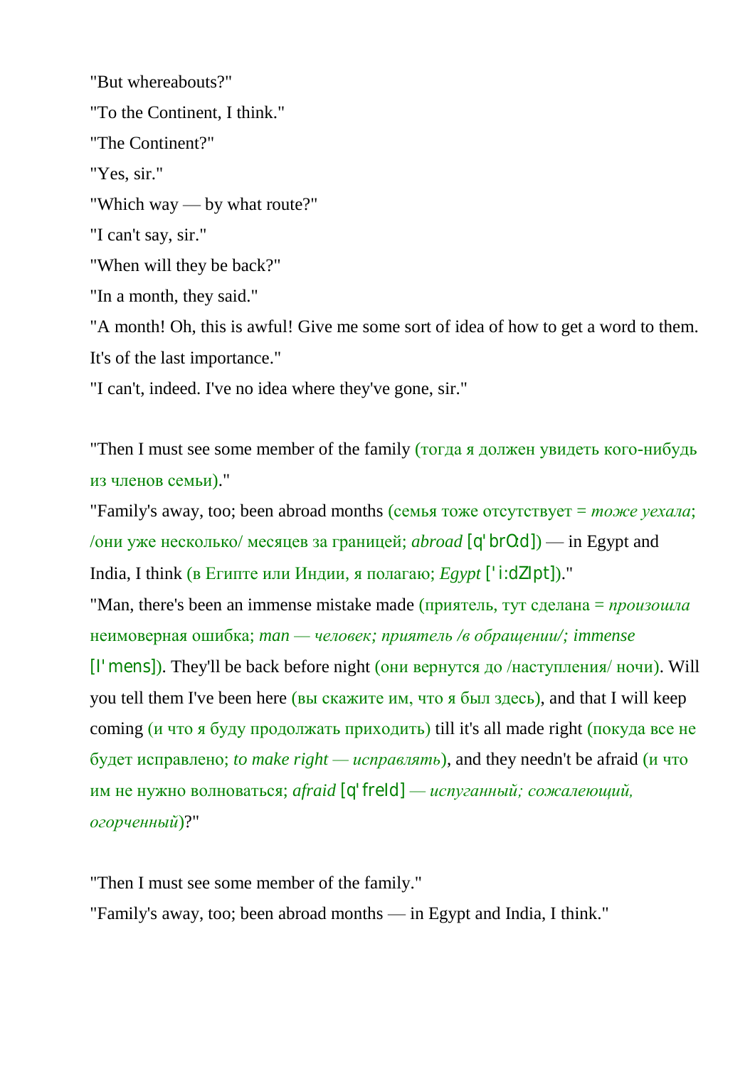"But whereabouts?"

"To the Continent, I think."

"The Continent?"

"Yes, sir."

"Which way — by what route?"

"I can't say, sir."

"When will they be back?"

"In a month, they said."

"A month! Oh, this is awful! Give me some sort of idea of how to get a word to them. It's of the last importance."

"I can't, indeed. I've no idea where they've gone, sir."

"Then I must see some member of the family (тогда я должен увидеть кого-нибудь из членов семьи)."

"Family's away, too; been abroad months (семья тоже отсутствует = *тоже уехала*; /они уже несколько/ месяцев за границей; *abroad* [q'brO:d]) — in Egypt and India, I think (в Египте или Индии, я полагаю; *Egypt* ['i:dZIpt])."

"Man, there's been an immense mistake made (приятель, тут сделана = *произошла* неимоверная ошибка; *man — человек; приятель /в обращении/; immense* [I'mens]). They'll be back before night (они вернутся до /наступления/ ночи). Will you tell them I've been here (вы скажите им, что я был здесь), and that I will keep coming (и что я буду продолжать приходить) till it's all made right (покуда все не будет исправлено; *to make right — исправлять*), and they needn't be afraid (и что им не нужно волноваться; *afraid* [q'freId] *— испуганный; сожалеющий, огорченный*)?"

"Then I must see some member of the family."

"Family's away, too; been abroad months — in Egypt and India, I think."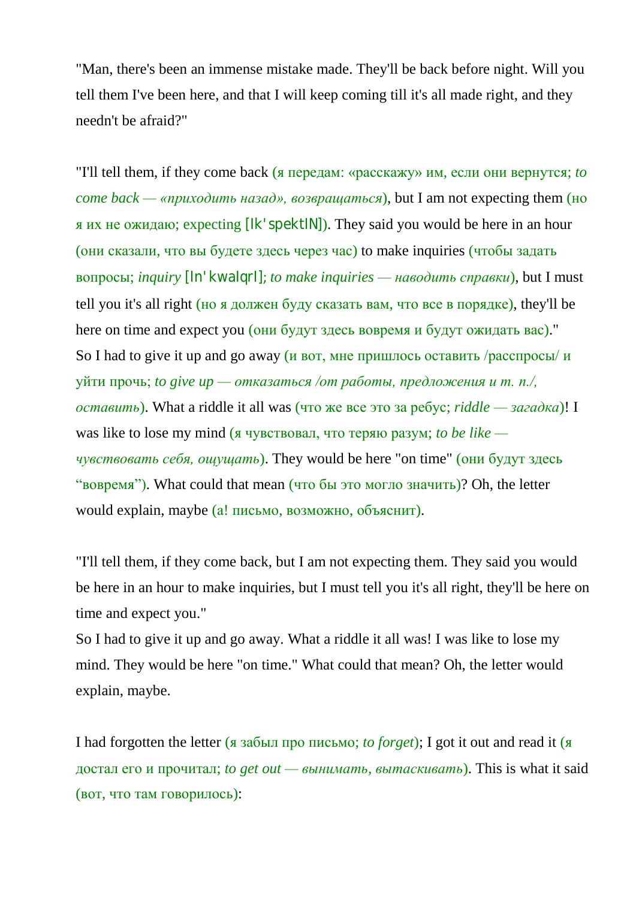"Man, there's been an immense mistake made. They'll be back before night. Will you tell them I've been here, and that I will keep coming till it's all made right, and they needn't be afraid?"

"I'll tell them, if they come back (я передам: «расскажу» им, если они вернутся; *to come back — «приходить назад», возвращаться*), but I am not expecting them (но я их не ожидаю; expecting [Ik'spektIN]). They said you would be here in an hour (они сказали, что вы будете здесь через час) to make inquiries (чтобы задать вопросы; *inquiry* [In'kwaIqrI]; *to make inquiries — наводить справки*), but I must tell you it's all right (но я должен буду сказать вам, что все в порядке), they'll be here on time and expect you (они будут здесь вовремя и будут ожидать вас)."
So I had to give it up and go away (и вот, мне пришлось оставить /расспросы/ и уйти прочь; *to give up — отказаться /от работы, предложения и т. п./, оставить*). What a riddle it all was (что же все это за ребус; *riddle — загадка*)! I was like to lose my mind (я чувствовал, что теряю разум; *to be like — чувствовать себя, ощущать*). They would be here "on time" (они будут здесь "вовремя"). What could that mean (что бы это могло значить)? Oh, the letter would explain, maybe (а! письмо, возможно, объяснит).

"I'll tell them, if they come back, but I am not expecting them. They said you would be here in an hour to make inquiries, but I must tell you it's all right, they'll be here on time and expect you."
So I had to give it up and go away. What a riddle it all was! I was like to lose my mind. They would be here "on time." What could that mean? Oh, the letter would explain, maybe.

I had forgotten the letter (я забыл про письмо; *to forget*); I got it out and read it (я достал его и прочитал; *to get out — вынимать, вытаскивать*). This is what it said (вот, что там говорилось):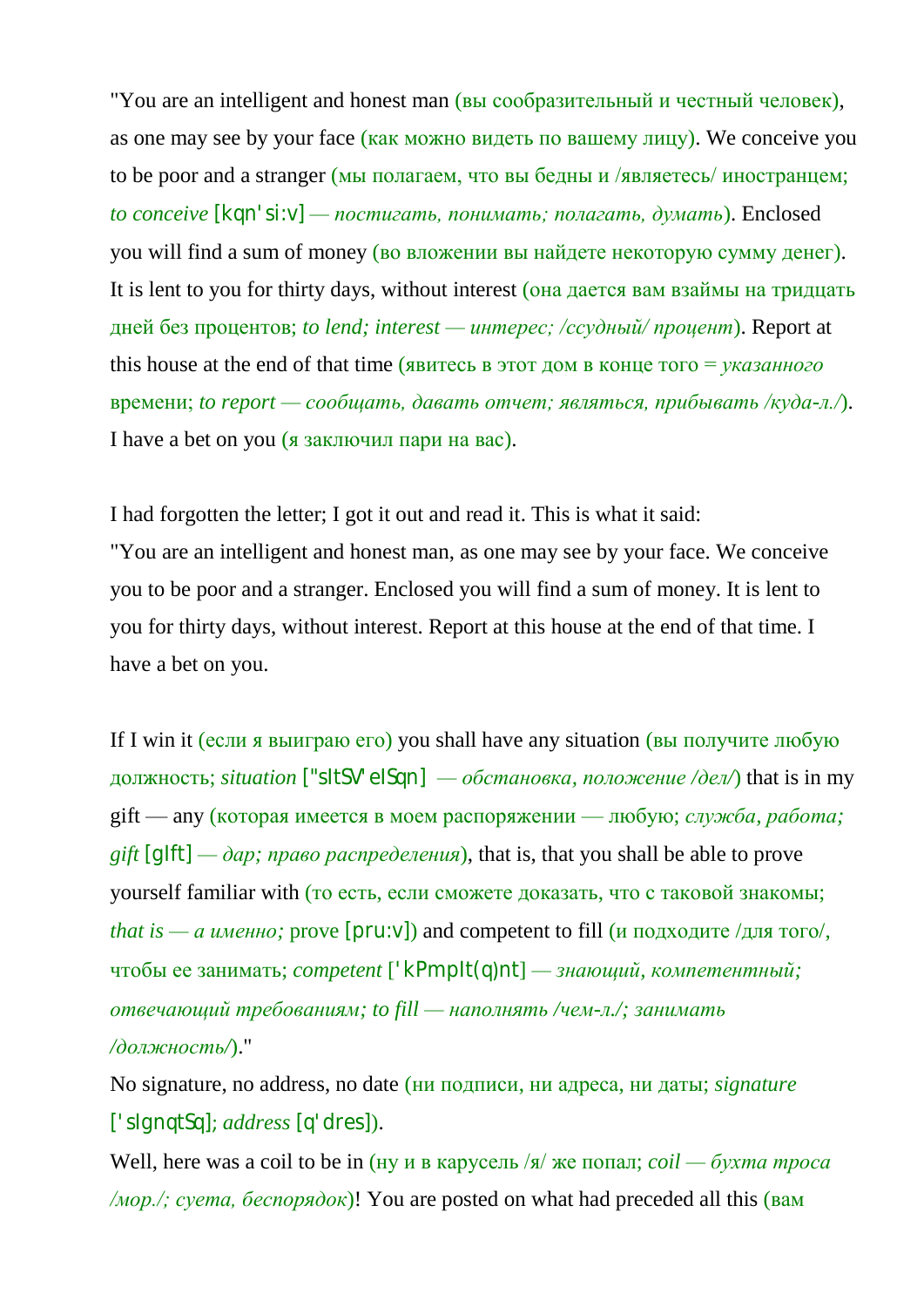"You are an intelligent and honest man (вы сообразительный и честный человек), as one may see by your face (как можно видеть по вашему лицу). We conceive you to be poor and a stranger (мы полагаем, что вы бедны и /являетесь/ иностранцем; *to conceive* [kqn'si:v] *— постигать, понимать; полагать, думать*). Enclosed you will find a sum of money (во вложении вы найдете некоторую сумму денег). It is lent to you for thirty days, without interest (она дается вам взаймы на тридцать дней без процентов; *to lend; interest — интерес; /ссудный/ процент*). Report at this house at the end of that time (явитесь в этот дом в конце того = *указанного* времени; *to report — сообщать, давать отчет; являться, прибывать /куда-л./*). I have a bet on you (я заключил пари на вас).

I had forgotten the letter; I got it out and read it. This is what it said:
"You are an intelligent and honest man, as one may see by your face. We conceive you to be poor and a stranger. Enclosed you will find a sum of money. It is lent to you for thirty days, without interest. Report at this house at the end of that time. I have a bet on you.

If I win it (если я выиграю его) you shall have any situation (вы получите любую должность; *situation* ["sItSV'eISqn] *— обстановка, положение /дел/*) that is in my gift — any (которая имеется в моем распоряжении — любую; *служба, работа; gift* [gIft] *— дар; право распределения*), that is, that you shall be able to prove yourself familiar with (то есть, если сможете доказать, что с таковой знакомы; *that is — а именно;* prove [pru:v]) and competent to fill (и подходите /для того/, чтобы ее занимать; *competent* ['kPmpIt(q)nt] *— знающий, компетентный; отвечающий требованиям; to fill — наполнять /чем-л./; занимать /должность/*)."
No signature, no address, no date (ни подписи, ни адреса, ни даты; *signature* ['sIgnqtSq]; *address* [q'dres]).
Well, here was a coil to be in (ну и в карусель /я/ же попал; *coil — бухта троса /мор./; суета, беспорядок*)! You are posted on what had preceded all this (вам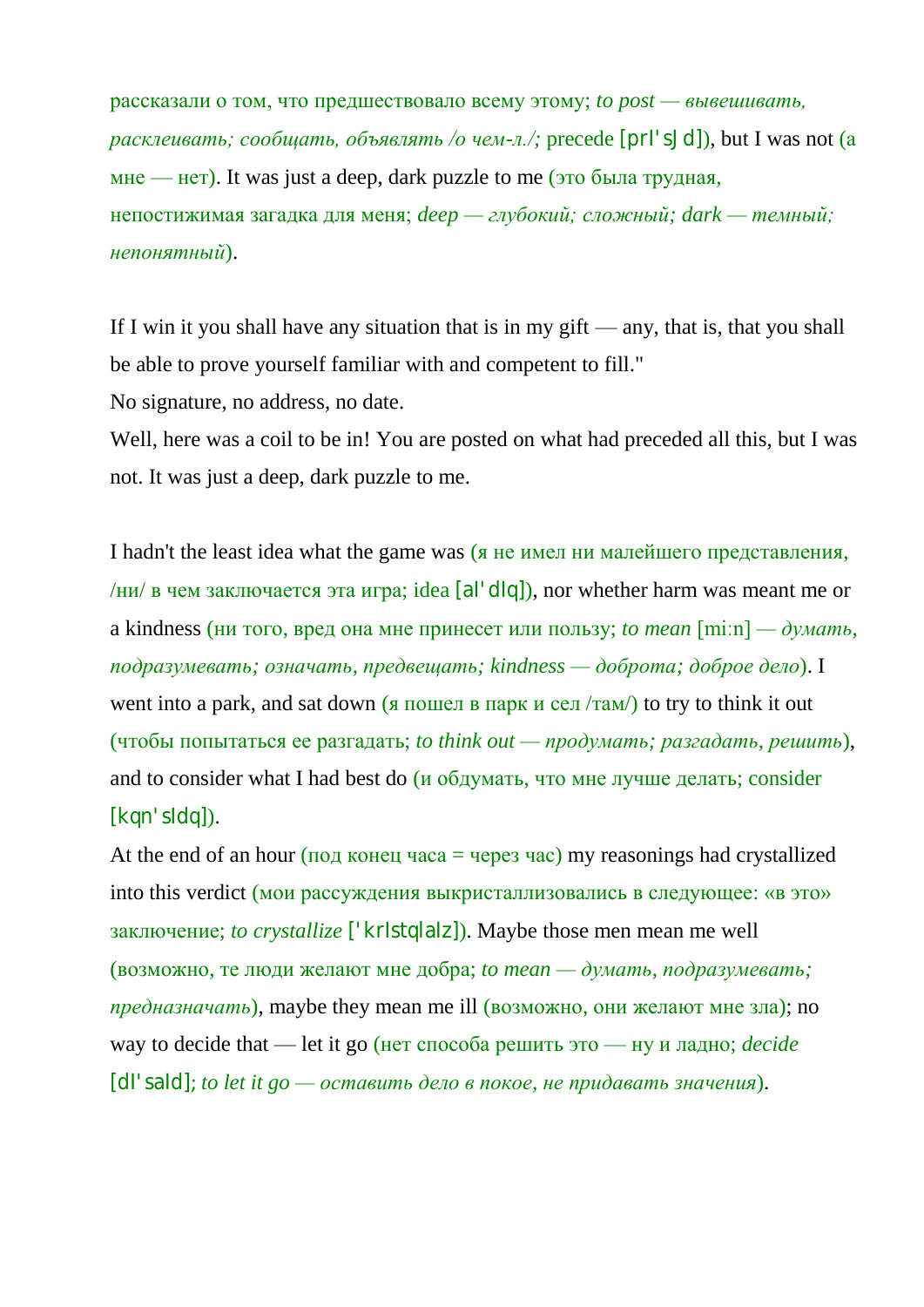рассказали о том, что предшествовало всему этому; *to post — вывешивать, расклеивать; сообщать, объявлять /о чем-л./;* precede [prI'sJd]), but I was not (а мне — нет). It was just a deep, dark puzzle to me (это была трудная, непостижимая загадка для меня; *deep — глубокий; сложный; dark — темный; непонятный*).

If I win it you shall have any situation that is in my gift — any, that is, that you shall be able to prove yourself familiar with and competent to fill."
No signature, no address, no date.
Well, here was a coil to be in! You are posted on what had preceded all this, but I was not. It was just a deep, dark puzzle to me.

I hadn't the least idea what the game was (я не имел ни малейшего представления, /ни/ в чем заключается эта игра; idea [aI'dIq]), nor whether harm was meant me or a kindness (ни того, вред она мне принесет или пользу; *to mean* [mi:n] *— думать, подразумевать; означать, предвещать; kindness — доброта; доброе дело*). I went into a park, and sat down (я пошел в парк и сел /там/) to try to think it out (чтобы попытаться ее разгадать; *to think out — продумать; разгадать, решить*), and to consider what I had best do (и обдумать, что мне лучше делать; consider [kqn'sIdq]).
At the end of an hour (под конец часа = через час) my reasonings had crystallized into this verdict (мои рассуждения выкристаллизовались в следующее: «в это» заключение; *to crystallize* ['krIstqlaIz]). Maybe those men mean me well (возможно, те люди желают мне добра; *to mean — думать, подразумевать; предназначать*), maybe they mean me ill (возможно, они желают мне зла); no way to decide that — let it go (нет способа решить это — ну и ладно; *decide* [dI'saId]; *to let it go — оставить дело в покое, не придавать значения*).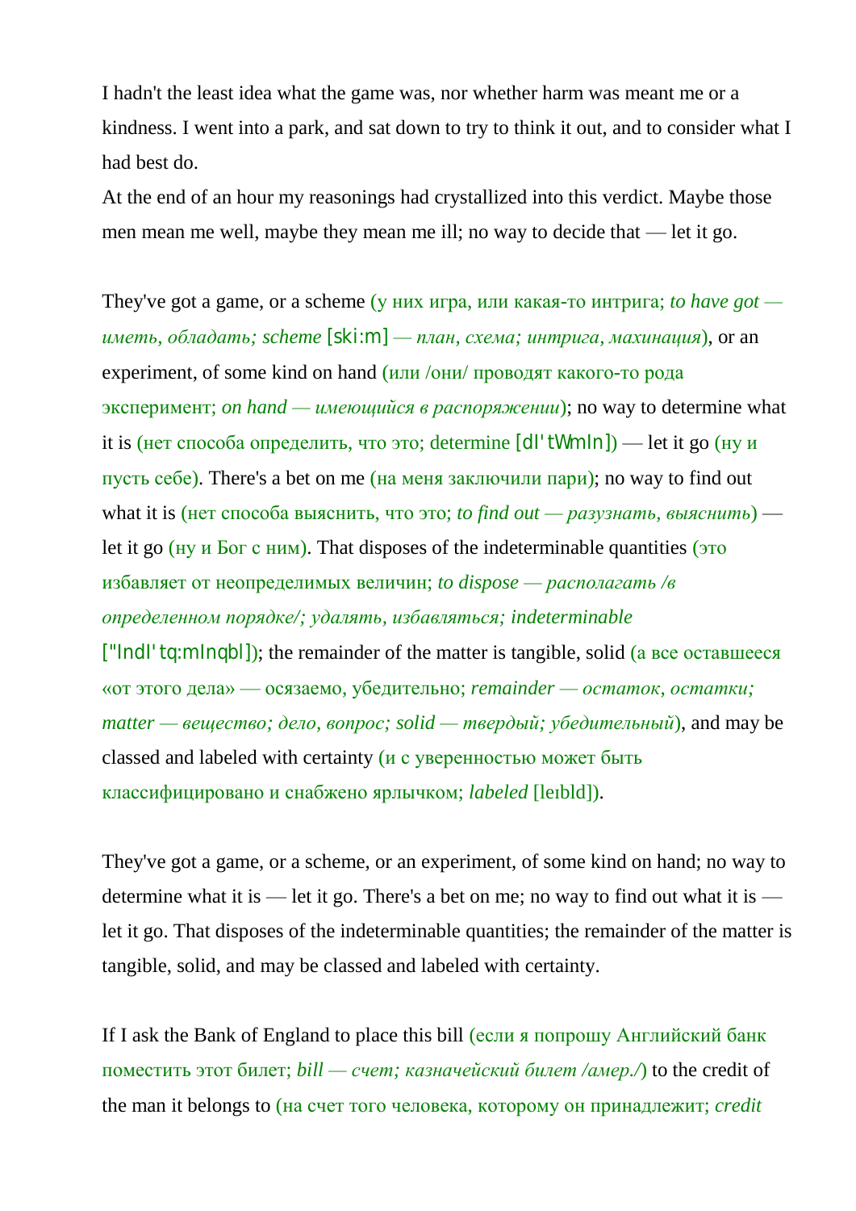I hadn't the least idea what the game was, nor whether harm was meant me or a kindness. I went into a park, and sat down to try to think it out, and to consider what I had best do.

At the end of an hour my reasonings had crystallized into this verdict. Maybe those men mean me well, maybe they mean me ill; no way to decide that — let it go.

They've got a game, or a scheme (у них игра, или какая-то интрига; *to have got — иметь, обладать; scheme* [ski:m] *— план, схема; интрига, махинация*), or an experiment, of some kind on hand (или /они/ проводят какого-то рода эксперимент; *on hand — имеющийся в распоряжении*); no way to determine what it is (нет способа определить, что это; determine [dI'tWmIn]) — let it go (ну и пусть себе). There's a bet on me (на меня заключили пари); no way to find out what it is (нет способа выяснить, что это; *to find out — разузнать, выяснить*) — let it go (ну и Бог с ним). That disposes of the indeterminable quantities (это избавляет от неопределимых величин; *to dispose — располагать /в определенном порядке/; удалять, избавляться; indeterminable* ["IndI'tq:mInqbl]); the remainder of the matter is tangible, solid (а все оставшееся «от этого дела» — осязаемо, убедительно; *remainder — остаток, остатки; matter — вещество; дело, вопрос; solid — твердый; убедительный*), and may be classed and labeled with certainty (и с уверенностью может быть классифицировано и снабжено ярлычком; *labeled* [leıbld]).

They've got a game, or a scheme, or an experiment, of some kind on hand; no way to determine what it is — let it go. There's a bet on me; no way to find out what it is — let it go. That disposes of the indeterminable quantities; the remainder of the matter is tangible, solid, and may be classed and labeled with certainty.

If I ask the Bank of England to place this bill (если я попрошу Английский банк поместить этот билет; *bill — счет; казначейский билет /амер./*) to the credit of the man it belongs to (на счет того человека, которому он принадлежит; *credit*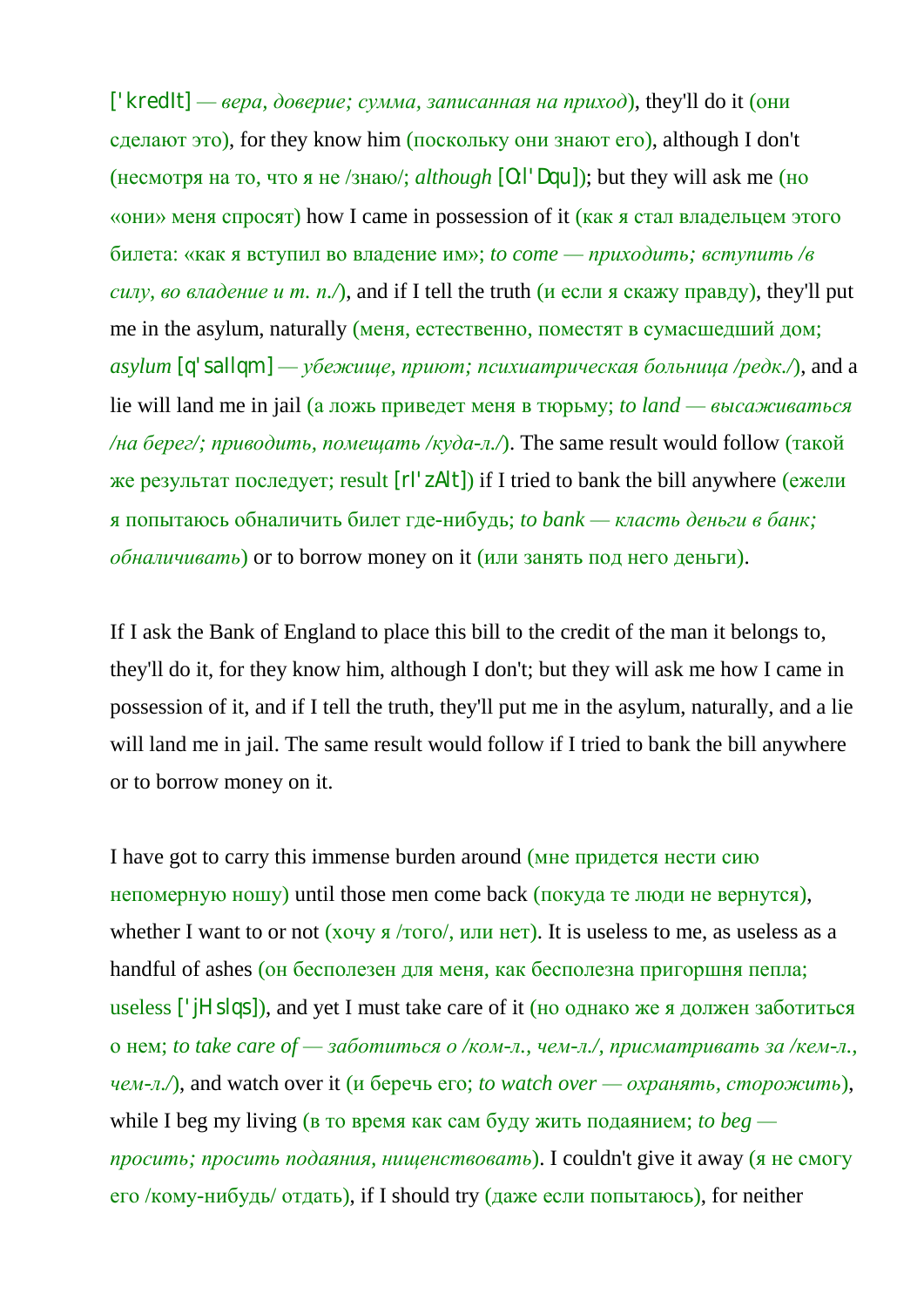['kredIt] — *вера, доверие; сумма, записанная на приход*), they'll do it (они сделают это), for they know him (поскольку они знают его), although I don't (несмотря на то, что я не /знаю/; *although* [O:l'Dqu]); but they will ask me (но «они» меня спросят) how I came in possession of it (как я стал владельцем этого билета: «как я вступил во владение им»; *to come — приходить; вступить /в силу, во владение и т. п./*), and if I tell the truth (и если я скажу правду), they'll put me in the asylum, naturally (меня, естественно, поместят в сумасшедший дом; *asylum* [q'saIlqm] — *убежище, приют; психиатрическая больница /редк./*), and a lie will land me in jail (а ложь приведет меня в тюрьму; *to land — высаживаться /на берег/; приводить, помещать /куда-л./*). The same result would follow (такой же результат последует; result [rI'zAlt]) if I tried to bank the bill anywhere (ежели я попытаюсь обналичить билет где-нибудь; *to bank — класть деньги в банк; обналичивать*) or to borrow money on it (или занять под него деньги).

If I ask the Bank of England to place this bill to the credit of the man it belongs to, they'll do it, for they know him, although I don't; but they will ask me how I came in possession of it, and if I tell the truth, they'll put me in the asylum, naturally, and a lie will land me in jail. The same result would follow if I tried to bank the bill anywhere or to borrow money on it.

I have got to carry this immense burden around (мне придется нести сию непомерную ношу) until those men come back (покуда те люди не вернутся), whether I want to or not (хочу я /того/, или нет). It is useless to me, as useless as a handful of ashes (он бесполезен для меня, как бесполезна пригоршня пепла; useless ['jHslqs]), and yet I must take care of it (но однако же я должен заботиться о нем; *to take care of — заботиться о /ком-л., чем-л./, присматривать за /кем-л., чем-л./*), and watch over it (и беречь его; *to watch over — охранять, сторожить*), while I beg my living (в то время как сам буду жить подаянием; *to beg — просить; просить подаяния, нищенствовать*). I couldn't give it away (я не смогу его /кому-нибудь/ отдать), if I should try (даже если попытаюсь), for neither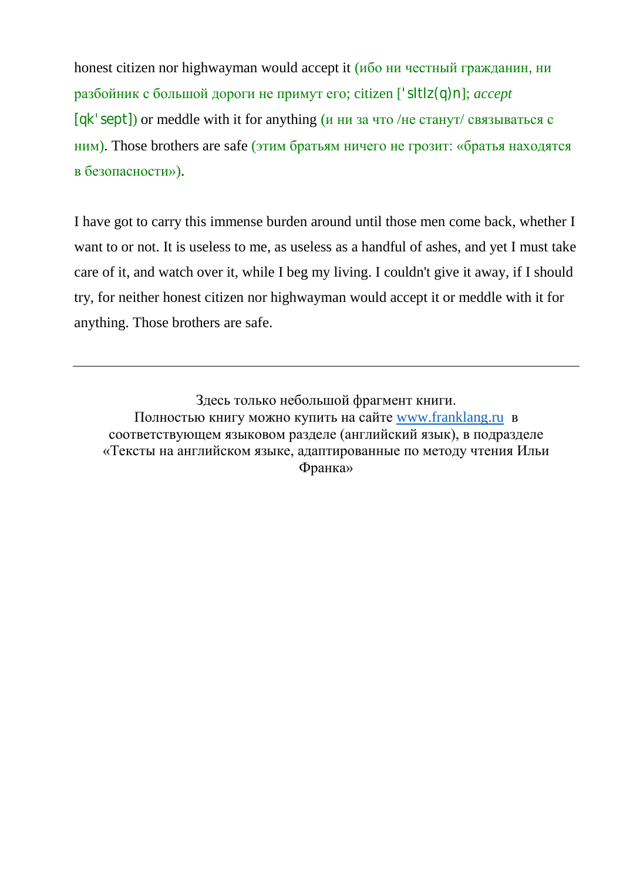honest citizen nor highwayman would accept it (ибо ни честный гражданин, ни разбойник с большой дороги не примут его; citizen ['sItIz(q)n]; *accept* [qk'sept]) or meddle with it for anything (и ни за что /не станут/ связываться с ним). Those brothers are safe (этим братьям ничего не грозит: «братья находятся в безопасности»).

I have got to carry this immense burden around until those men come back, whether I want to or not. It is useless to me, as useless as a handful of ashes, and yet I must take care of it, and watch over it, while I beg my living. I couldn't give it away, if I should try, for neither honest citizen nor highwayman would accept it or meddle with it for anything. Those brothers are safe.

---

Здесь только небольшой фрагмент книги.
Полностью книгу можно купить на сайте [www.franklang.ru](http://www.franklang.ru) в соответствующем языковом разделе (английский язык), в подразделе «Тексты на английском языке, адаптированные по методу чтения Ильи Франка»